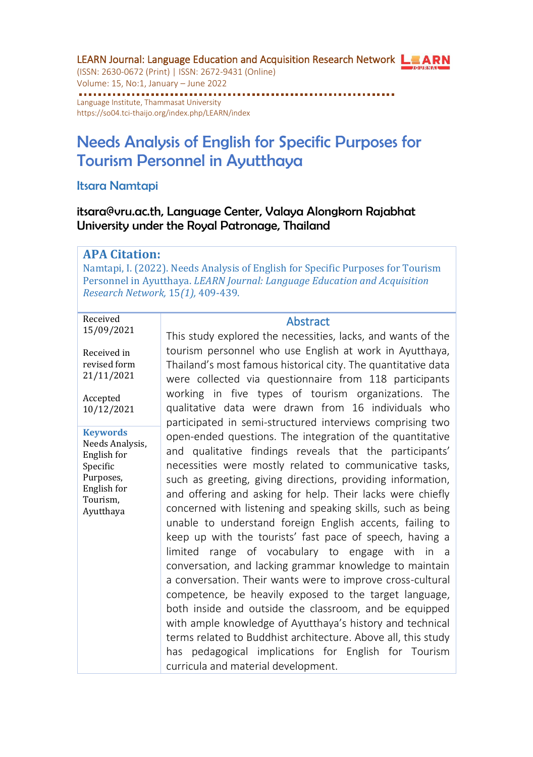# Needs Analysis of English for Specific Purposes for Tourism Personnel in Ayutthaya

## Itsara Namtapi

**itsara@vru.ac.th, Language Center, Valaya Alongkorn Rajabhat University under the Royal Patronage, Thailand**

**APA Citation:**

Namtapi, I. (2022). Needs Analysis of English for Specific Purposes for Tourism Personnel in Ayutthaya. *LEARN Journal: Language Education and Acquisition Research Network,* 15*(1),* 409-439.

Received 15/09/2021

Received in revised form 21/11/2021

Accepted 10/12/2021

**Keywords**

Needs Analysis, English for Specific Purposes, English for Tourism, Ayutthaya

### Abstract

This study explored the necessities, lacks, and wants of the tourism personnel who use English at work in Ayutthaya, Thailand's most famous historical city. The quantitative data were collected via questionnaire from 118 participants working in five types of tourism organizations. The qualitative data were drawn from 16 individuals who participated in semi-structured interviews comprising two open-ended questions. The integration of the quantitative and qualitative findings reveals that the participants' necessities were mostly related to communicative tasks, such as greeting, giving directions, providing information, and offering and asking for help. Their lacks were chiefly concerned with listening and speaking skills, such as being unable to understand foreign English accents, failing to keep up with the tourists' fast pace of speech, having a limited range of vocabulary to engage with in a conversation, and lacking grammar knowledge to maintain a conversation. Their wants were to improve cross-cultural competence, be heavily exposed to the target language, both inside and outside the classroom, and be equipped with ample knowledge of Ayutthaya's history and technical terms related to Buddhist architecture. Above all, this study has pedagogical implications for English for Tourism curricula and material development.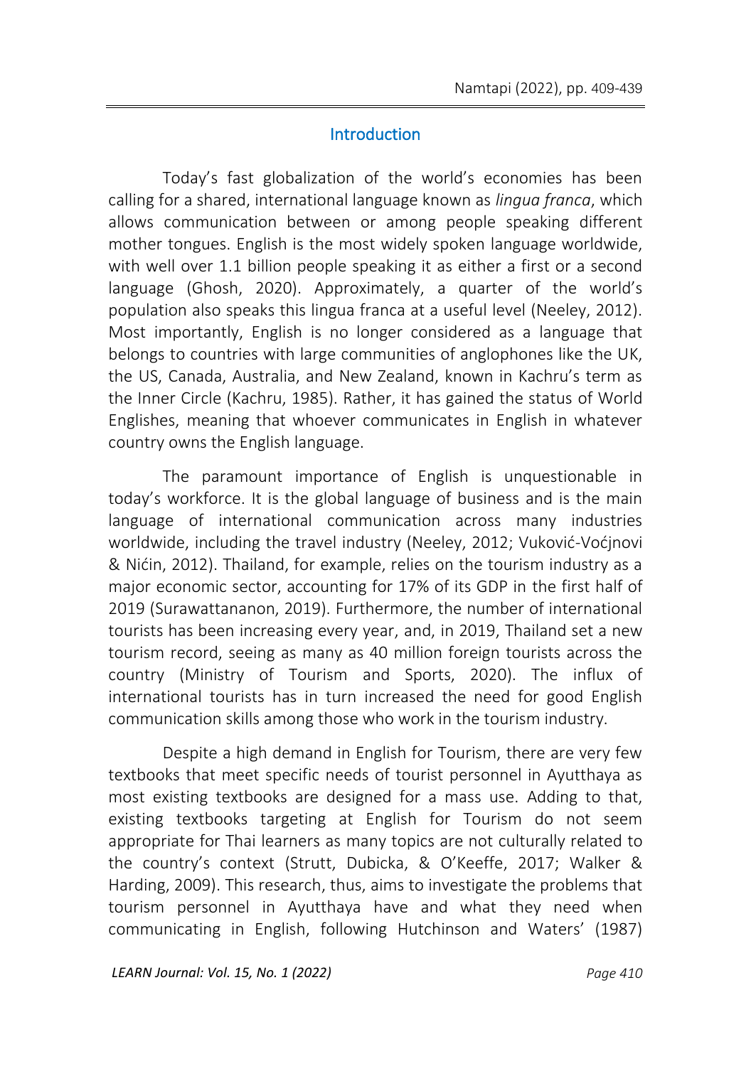## Introduction

Today's fast globalization of the world's economies has been calling for a shared, international language known as *lingua franca*, which allows communication between or among people speaking different mother tongues. English is the most widely spoken language worldwide, with well over 1.1 billion people speaking it as either a first or a second language (Ghosh, 2020). Approximately, a quarter of the world's population also speaks this lingua franca at a useful level (Neeley, 2012). Most importantly, English is no longer considered as a language that belongs to countries with large communities of anglophones like the UK, the US, Canada, Australia, and New Zealand, known in Kachru's term as the Inner Circle (Kachru, 1985). Rather, it has gained the status of World Englishes, meaning that whoever communicates in English in whatever country owns the English language.

The paramount importance of English is unquestionable in today's workforce. It is the global language of business and is the main language of international communication across many industries worldwide, including the travel industry (Neeley, 2012; Vuković-Voćjnovi & Nićin, 2012). Thailand, for example, relies on the tourism industry as a major economic sector, accounting for 17% of its GDP in the first half of 2019 (Surawattananon, 2019). Furthermore, the number of international tourists has been increasing every year, and, in 2019, Thailand set a new tourism record, seeing as many as 40 million foreign tourists across the country (Ministry of Tourism and Sports, 2020). The influx of international tourists has in turn increased the need for good English communication skills among those who work in the tourism industry.

Despite a high demand in English for Tourism, there are very few textbooks that meet specific needs of tourist personnel in Ayutthaya as most existing textbooks are designed for a mass use. Adding to that, existing textbooks targeting at English for Tourism do not seem appropriate for Thai learners as many topics are not culturally related to the country's context (Strutt, Dubicka, & O'Keeffe, 2017; Walker & Harding, 2009). This research, thus, aims to investigate the problems that tourism personnel in Ayutthaya have and what they need when communicating in English, following Hutchinson and Waters' (1987)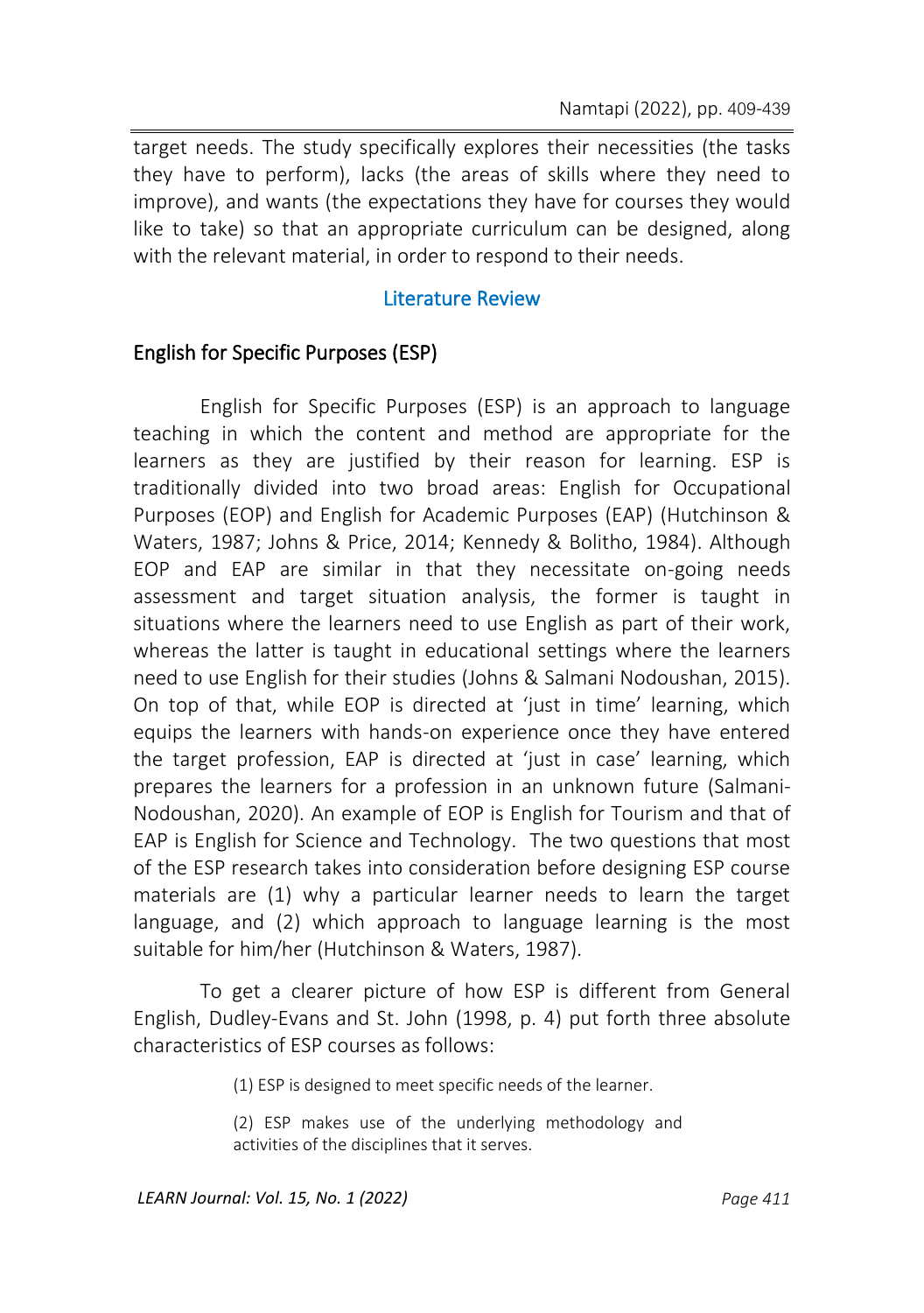target needs. The study specifically explores their necessities (the tasks they have to perform), lacks (the areas of skills where they need to improve), and wants (the expectations they have for courses they would like to take) so that an appropriate curriculum can be designed, along with the relevant material, in order to respond to their needs.

## Literature Review

### English for Specific Purposes (ESP)

English for Specific Purposes (ESP) is an approach to language teaching in which the content and method are appropriate for the learners as they are justified by their reason for learning. ESP is traditionally divided into two broad areas: English for Occupational Purposes (EOP) and English for Academic Purposes (EAP) (Hutchinson & Waters, 1987; Johns & Price, 2014; Kennedy & Bolitho, 1984). Although EOP and EAP are similar in that they necessitate on-going needs assessment and target situation analysis, the former is taught in situations where the learners need to use English as part of their work, whereas the latter is taught in educational settings where the learners need to use English for their studies (Johns & Salmani Nodoushan, 2015). On top of that, while EOP is directed at 'just in time' learning, which equips the learners with hands-on experience once they have entered the target profession, EAP is directed at 'just in case' learning, which prepares the learners for a profession in an unknown future (Salmani-Nodoushan, 2020). An example of EOP is English for Tourism and that of EAP is English for Science and Technology. The two questions that most of the ESP research takes into consideration before designing ESP course materials are (1) why a particular learner needs to learn the target language, and (2) which approach to language learning is the most suitable for him/her (Hutchinson & Waters, 1987).

To get a clearer picture of how ESP is different from General English, Dudley-Evans and St. John (1998, p. 4) put forth three absolute characteristics of ESP courses as follows:

> (1) ESP is designed to meet specific needs of the learner.
>
> (2) ESP makes use of the underlying methodology and activities of the disciplines that it serves.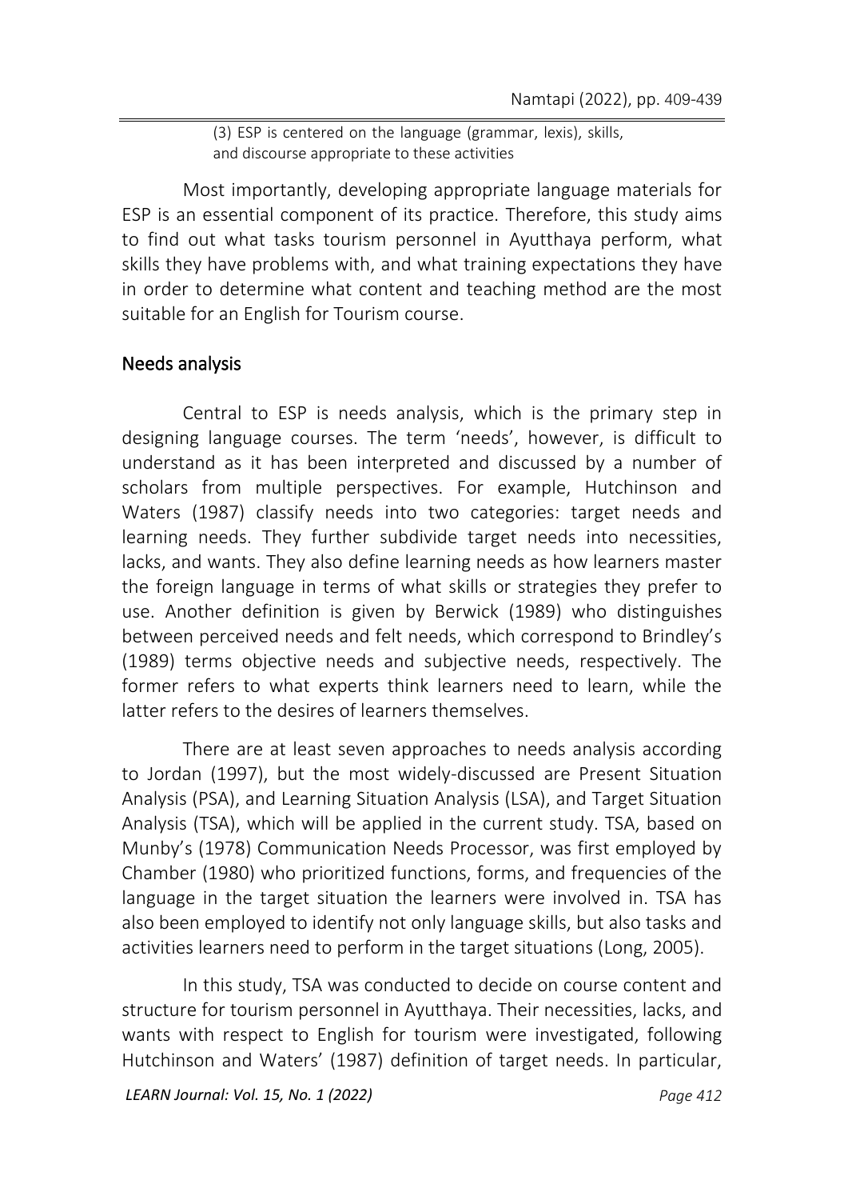(3) ESP is centered on the language (grammar, lexis), skills, and discourse appropriate to these activities

Most importantly, developing appropriate language materials for ESP is an essential component of its practice. Therefore, this study aims to find out what tasks tourism personnel in Ayutthaya perform, what skills they have problems with, and what training expectations they have in order to determine what content and teaching method are the most suitable for an English for Tourism course.

## Needs analysis

Central to ESP is needs analysis, which is the primary step in designing language courses. The term 'needs', however, is difficult to understand as it has been interpreted and discussed by a number of scholars from multiple perspectives. For example, Hutchinson and Waters (1987) classify needs into two categories: target needs and learning needs. They further subdivide target needs into necessities, lacks, and wants. They also define learning needs as how learners master the foreign language in terms of what skills or strategies they prefer to use. Another definition is given by Berwick (1989) who distinguishes between perceived needs and felt needs, which correspond to Brindley's (1989) terms objective needs and subjective needs, respectively. The former refers to what experts think learners need to learn, while the latter refers to the desires of learners themselves.

There are at least seven approaches to needs analysis according to Jordan (1997), but the most widely-discussed are Present Situation Analysis (PSA), and Learning Situation Analysis (LSA), and Target Situation Analysis (TSA), which will be applied in the current study. TSA, based on Munby's (1978) Communication Needs Processor, was first employed by Chamber (1980) who prioritized functions, forms, and frequencies of the language in the target situation the learners were involved in. TSA has also been employed to identify not only language skills, but also tasks and activities learners need to perform in the target situations (Long, 2005).

In this study, TSA was conducted to decide on course content and structure for tourism personnel in Ayutthaya. Their necessities, lacks, and wants with respect to English for tourism were investigated, following Hutchinson and Waters' (1987) definition of target needs. In particular,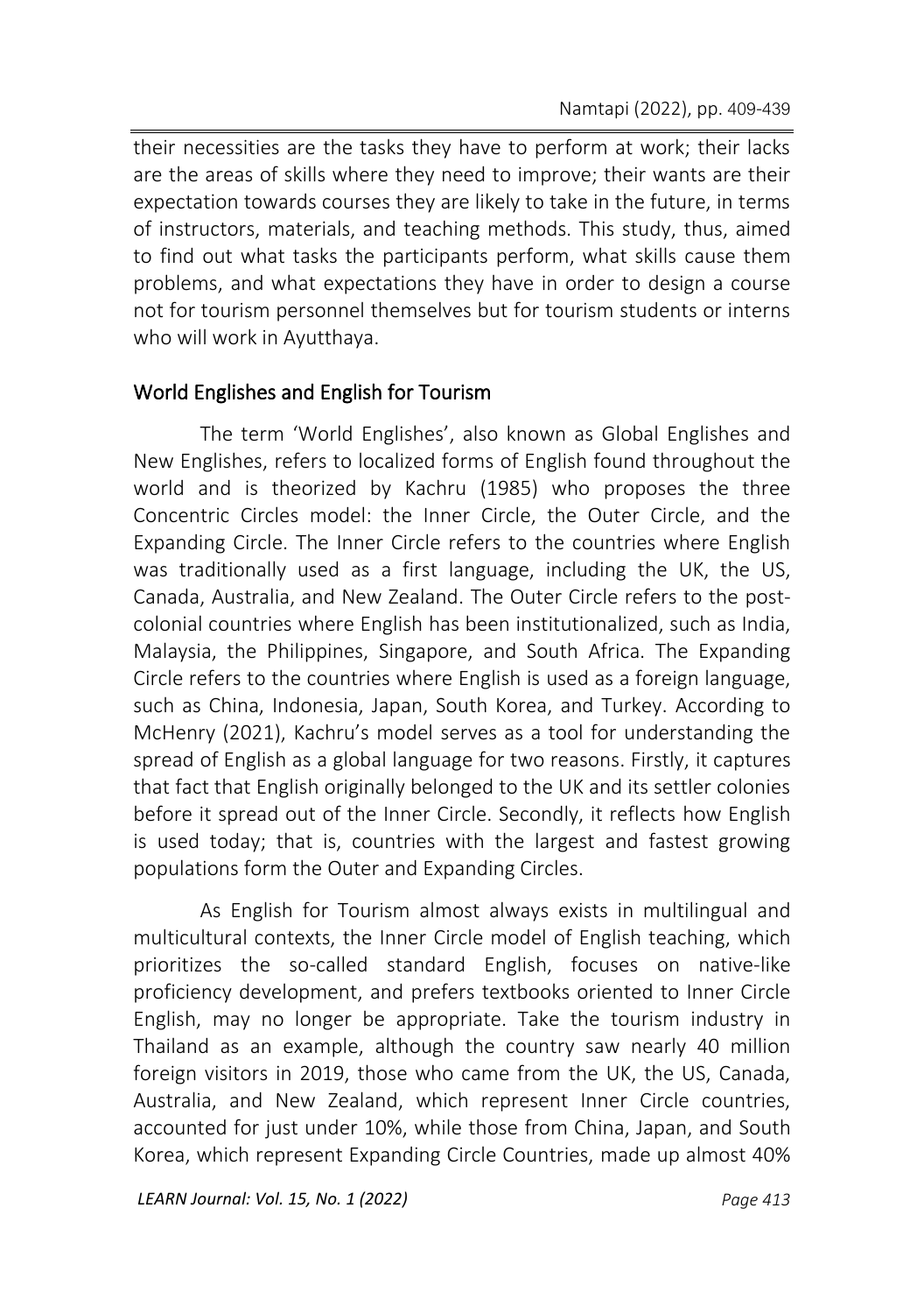their necessities are the tasks they have to perform at work; their lacks are the areas of skills where they need to improve; their wants are their expectation towards courses they are likely to take in the future, in terms of instructors, materials, and teaching methods. This study, thus, aimed to find out what tasks the participants perform, what skills cause them problems, and what expectations they have in order to design a course not for tourism personnel themselves but for tourism students or interns who will work in Ayutthaya.

## World Englishes and English for Tourism

The term 'World Englishes', also known as Global Englishes and New Englishes, refers to localized forms of English found throughout the world and is theorized by Kachru (1985) who proposes the three Concentric Circles model: the Inner Circle, the Outer Circle, and the Expanding Circle. The Inner Circle refers to the countries where English was traditionally used as a first language, including the UK, the US, Canada, Australia, and New Zealand. The Outer Circle refers to the post-colonial countries where English has been institutionalized, such as India, Malaysia, the Philippines, Singapore, and South Africa. The Expanding Circle refers to the countries where English is used as a foreign language, such as China, Indonesia, Japan, South Korea, and Turkey. According to McHenry (2021), Kachru's model serves as a tool for understanding the spread of English as a global language for two reasons. Firstly, it captures that fact that English originally belonged to the UK and its settler colonies before it spread out of the Inner Circle. Secondly, it reflects how English is used today; that is, countries with the largest and fastest growing populations form the Outer and Expanding Circles.

As English for Tourism almost always exists in multilingual and multicultural contexts, the Inner Circle model of English teaching, which prioritizes the so-called standard English, focuses on native-like proficiency development, and prefers textbooks oriented to Inner Circle English, may no longer be appropriate. Take the tourism industry in Thailand as an example, although the country saw nearly 40 million foreign visitors in 2019, those who came from the UK, the US, Canada, Australia, and New Zealand, which represent Inner Circle countries, accounted for just under 10%, while those from China, Japan, and South Korea, which represent Expanding Circle Countries, made up almost 40%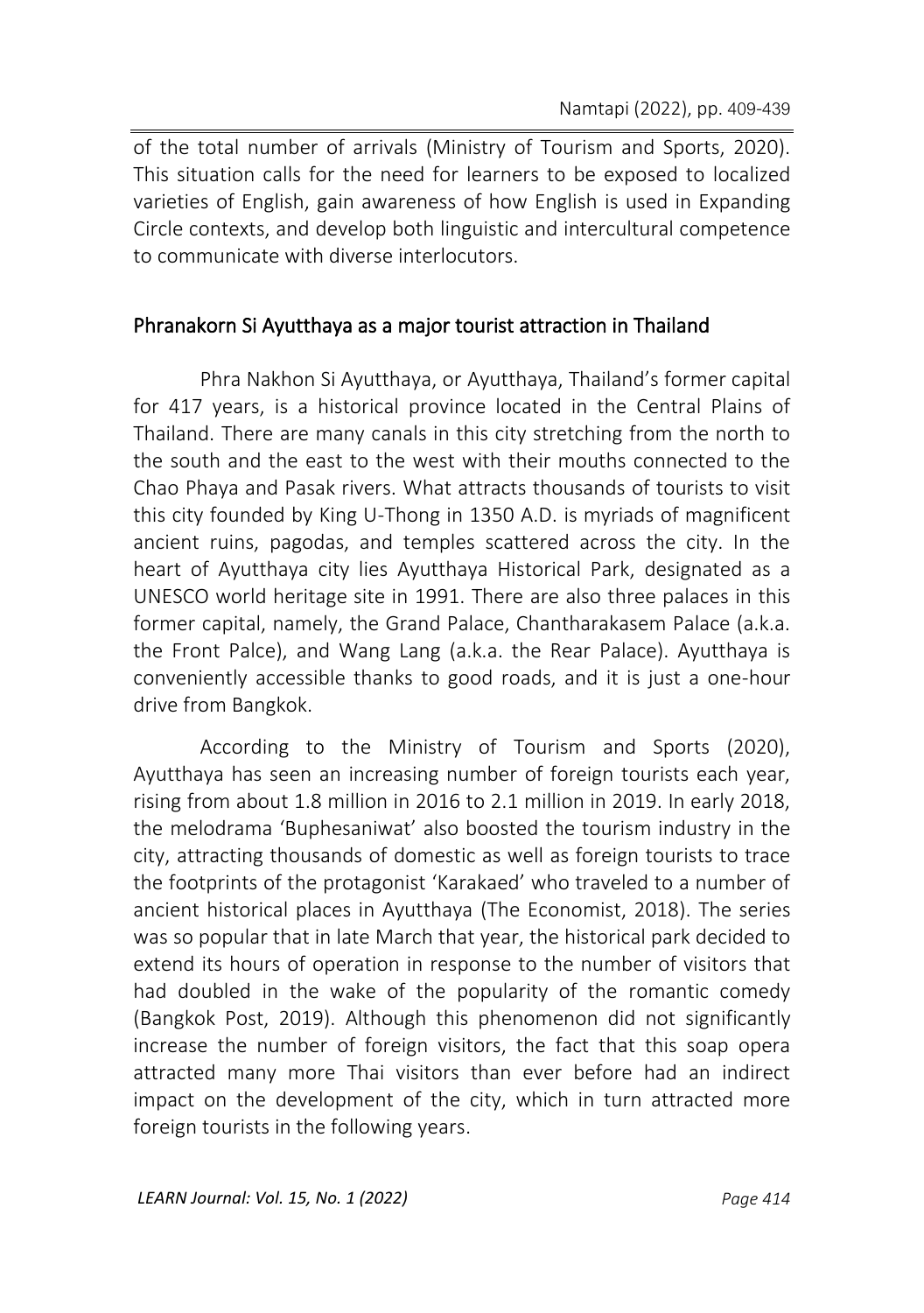of the total number of arrivals (Ministry of Tourism and Sports, 2020). This situation calls for the need for learners to be exposed to localized varieties of English, gain awareness of how English is used in Expanding Circle contexts, and develop both linguistic and intercultural competence to communicate with diverse interlocutors.

## Phranakorn Si Ayutthaya as a major tourist attraction in Thailand

Phra Nakhon Si Ayutthaya, or Ayutthaya, Thailand's former capital for 417 years, is a historical province located in the Central Plains of Thailand. There are many canals in this city stretching from the north to the south and the east to the west with their mouths connected to the Chao Phaya and Pasak rivers. What attracts thousands of tourists to visit this city founded by King U-Thong in 1350 A.D. is myriads of magnificent ancient ruins, pagodas, and temples scattered across the city. In the heart of Ayutthaya city lies Ayutthaya Historical Park, designated as a UNESCO world heritage site in 1991. There are also three palaces in this former capital, namely, the Grand Palace, Chantharakasem Palace (a.k.a. the Front Palce), and Wang Lang (a.k.a. the Rear Palace). Ayutthaya is conveniently accessible thanks to good roads, and it is just a one-hour drive from Bangkok.

According to the Ministry of Tourism and Sports (2020), Ayutthaya has seen an increasing number of foreign tourists each year, rising from about 1.8 million in 2016 to 2.1 million in 2019. In early 2018, the melodrama 'Buphesaniwat' also boosted the tourism industry in the city, attracting thousands of domestic as well as foreign tourists to trace the footprints of the protagonist 'Karakaed' who traveled to a number of ancient historical places in Ayutthaya (The Economist, 2018). The series was so popular that in late March that year, the historical park decided to extend its hours of operation in response to the number of visitors that had doubled in the wake of the popularity of the romantic comedy (Bangkok Post, 2019). Although this phenomenon did not significantly increase the number of foreign visitors, the fact that this soap opera attracted many more Thai visitors than ever before had an indirect impact on the development of the city, which in turn attracted more foreign tourists in the following years.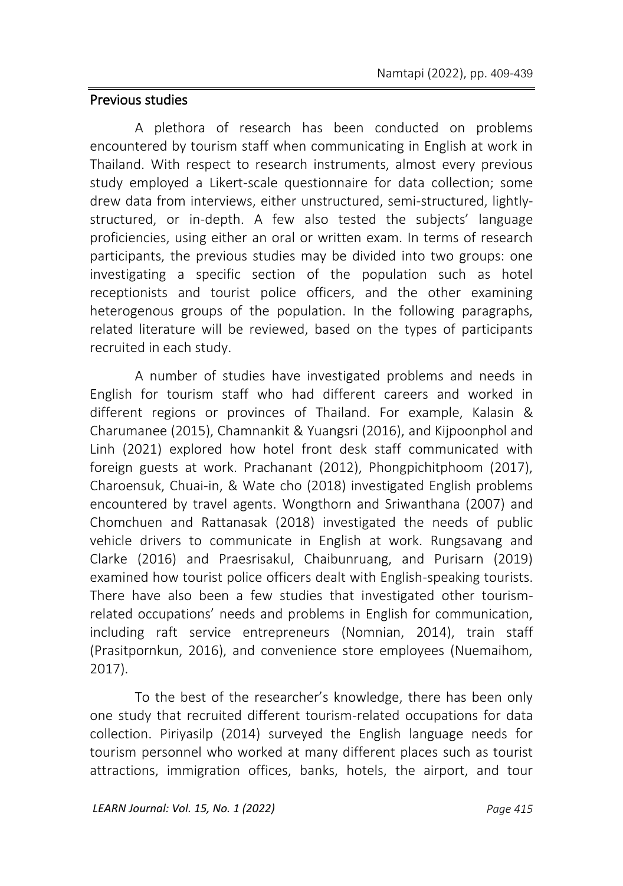## Previous studies

A plethora of research has been conducted on problems encountered by tourism staff when communicating in English at work in Thailand. With respect to research instruments, almost every previous study employed a Likert-scale questionnaire for data collection; some drew data from interviews, either unstructured, semi-structured, lightly-structured, or in-depth. A few also tested the subjects' language proficiencies, using either an oral or written exam. In terms of research participants, the previous studies may be divided into two groups: one investigating a specific section of the population such as hotel receptionists and tourist police officers, and the other examining heterogenous groups of the population. In the following paragraphs, related literature will be reviewed, based on the types of participants recruited in each study.

A number of studies have investigated problems and needs in English for tourism staff who had different careers and worked in different regions or provinces of Thailand. For example, Kalasin & Charumanee (2015), Chamnankit & Yuangsri (2016), and Kijpoonphol and Linh (2021) explored how hotel front desk staff communicated with foreign guests at work. Prachanant (2012), Phongpichitphoom (2017), Charoensuk, Chuai-in, & Wate cho (2018) investigated English problems encountered by travel agents. Wongthorn and Sriwanthana (2007) and Chomchuen and Rattanasak (2018) investigated the needs of public vehicle drivers to communicate in English at work. Rungsavang and Clarke (2016) and Praesrisakul, Chaibunruang, and Purisarn (2019) examined how tourist police officers dealt with English-speaking tourists. There have also been a few studies that investigated other tourism-related occupations' needs and problems in English for communication, including raft service entrepreneurs (Nomnian, 2014), train staff (Prasitpornkun, 2016), and convenience store employees (Nuemaihom, 2017).

To the best of the researcher's knowledge, there has been only one study that recruited different tourism-related occupations for data collection. Piriyasilp (2014) surveyed the English language needs for tourism personnel who worked at many different places such as tourist attractions, immigration offices, banks, hotels, the airport, and tour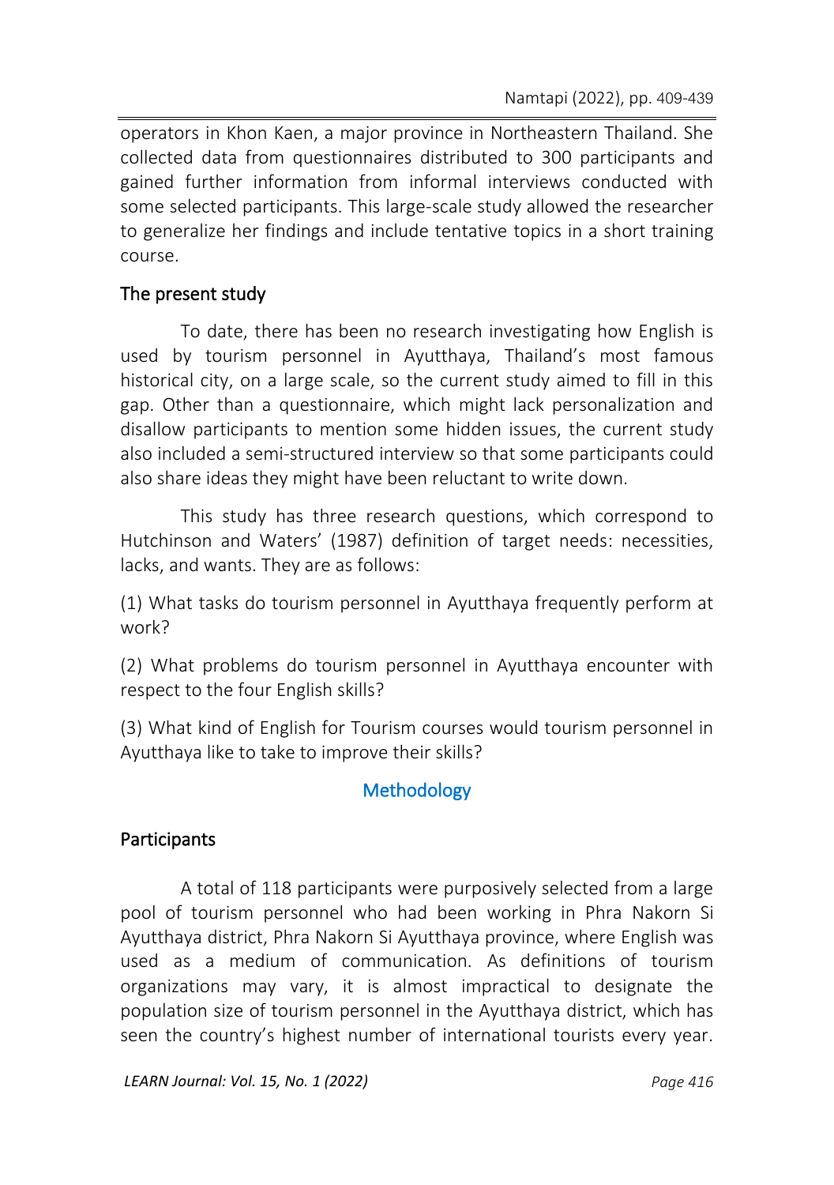operators in Khon Kaen, a major province in Northeastern Thailand. She collected data from questionnaires distributed to 300 participants and gained further information from informal interviews conducted with some selected participants. This large-scale study allowed the researcher to generalize her findings and include tentative topics in a short training course.

### The present study

To date, there has been no research investigating how English is used by tourism personnel in Ayutthaya, Thailand's most famous historical city, on a large scale, so the current study aimed to fill in this gap. Other than a questionnaire, which might lack personalization and disallow participants to mention some hidden issues, the current study also included a semi-structured interview so that some participants could also share ideas they might have been reluctant to write down.

This study has three research questions, which correspond to Hutchinson and Waters' (1987) definition of target needs: necessities, lacks, and wants. They are as follows:

(1) What tasks do tourism personnel in Ayutthaya frequently perform at work?

(2) What problems do tourism personnel in Ayutthaya encounter with respect to the four English skills?

(3) What kind of English for Tourism courses would tourism personnel in Ayutthaya like to take to improve their skills?

## Methodology

### Participants

A total of 118 participants were purposively selected from a large pool of tourism personnel who had been working in Phra Nakorn Si Ayutthaya district, Phra Nakorn Si Ayutthaya province, where English was used as a medium of communication. As definitions of tourism organizations may vary, it is almost impractical to designate the population size of tourism personnel in the Ayutthaya district, which has seen the country's highest number of international tourists every year.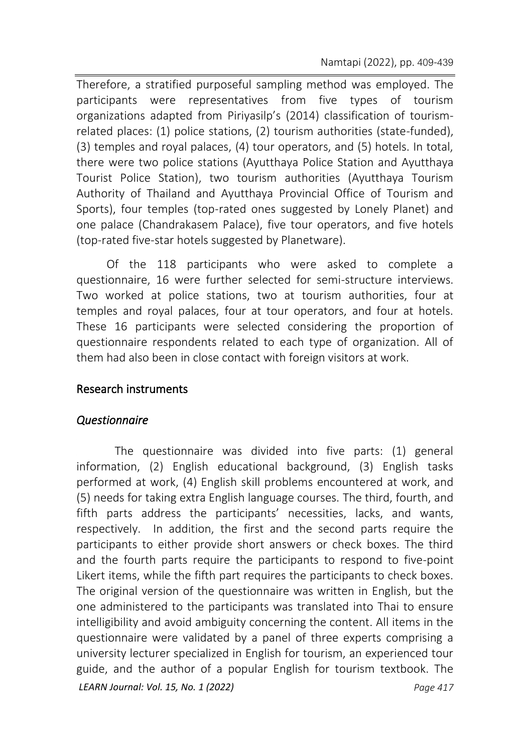Therefore, a stratified purposeful sampling method was employed. The participants were representatives from five types of tourism organizations adapted from Piriyasilp's (2014) classification of tourism-related places: (1) police stations, (2) tourism authorities (state-funded), (3) temples and royal palaces, (4) tour operators, and (5) hotels. In total, there were two police stations (Ayutthaya Police Station and Ayutthaya Tourist Police Station), two tourism authorities (Ayutthaya Tourism Authority of Thailand and Ayutthaya Provincial Office of Tourism and Sports), four temples (top-rated ones suggested by Lonely Planet) and one palace (Chandrakasem Palace), five tour operators, and five hotels (top-rated five-star hotels suggested by Planetware).

Of the 118 participants who were asked to complete a questionnaire, 16 were further selected for semi-structure interviews. Two worked at police stations, two at tourism authorities, four at temples and royal palaces, four at tour operators, and four at hotels. These 16 participants were selected considering the proportion of questionnaire respondents related to each type of organization. All of them had also been in close contact with foreign visitors at work.

## Research instruments

### *Questionnaire*

The questionnaire was divided into five parts: (1) general information, (2) English educational background, (3) English tasks performed at work, (4) English skill problems encountered at work, and (5) needs for taking extra English language courses. The third, fourth, and fifth parts address the participants' necessities, lacks, and wants, respectively. In addition, the first and the second parts require the participants to either provide short answers or check boxes. The third and the fourth parts require the participants to respond to five-point Likert items, while the fifth part requires the participants to check boxes. The original version of the questionnaire was written in English, but the one administered to the participants was translated into Thai to ensure intelligibility and avoid ambiguity concerning the content. All items in the questionnaire were validated by a panel of three experts comprising a university lecturer specialized in English for tourism, an experienced tour guide, and the author of a popular English for tourism textbook. The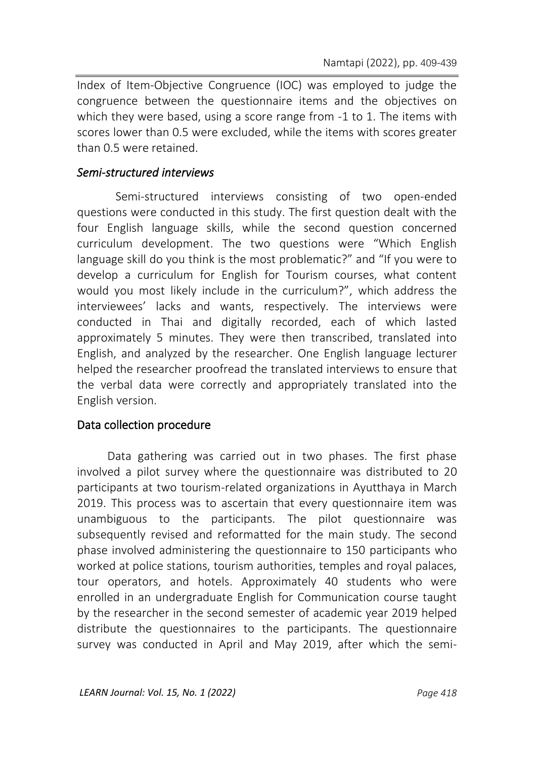Index of Item-Objective Congruence (IOC) was employed to judge the congruence between the questionnaire items and the objectives on which they were based, using a score range from -1 to 1. The items with scores lower than 0.5 were excluded, while the items with scores greater than 0.5 were retained.

### *Semi-structured interviews*

Semi-structured interviews consisting of two open-ended questions were conducted in this study. The first question dealt with the four English language skills, while the second question concerned curriculum development. The two questions were "Which English language skill do you think is the most problematic?" and "If you were to develop a curriculum for English for Tourism courses, what content would you most likely include in the curriculum?", which address the interviewees' lacks and wants, respectively. The interviews were conducted in Thai and digitally recorded, each of which lasted approximately 5 minutes. They were then transcribed, translated into English, and analyzed by the researcher. One English language lecturer helped the researcher proofread the translated interviews to ensure that the verbal data were correctly and appropriately translated into the English version.

## Data collection procedure

Data gathering was carried out in two phases. The first phase involved a pilot survey where the questionnaire was distributed to 20 participants at two tourism-related organizations in Ayutthaya in March 2019. This process was to ascertain that every questionnaire item was unambiguous to the participants. The pilot questionnaire was subsequently revised and reformatted for the main study. The second phase involved administering the questionnaire to 150 participants who worked at police stations, tourism authorities, temples and royal palaces, tour operators, and hotels. Approximately 40 students who were enrolled in an undergraduate English for Communication course taught by the researcher in the second semester of academic year 2019 helped distribute the questionnaires to the participants. The questionnaire survey was conducted in April and May 2019, after which the semi-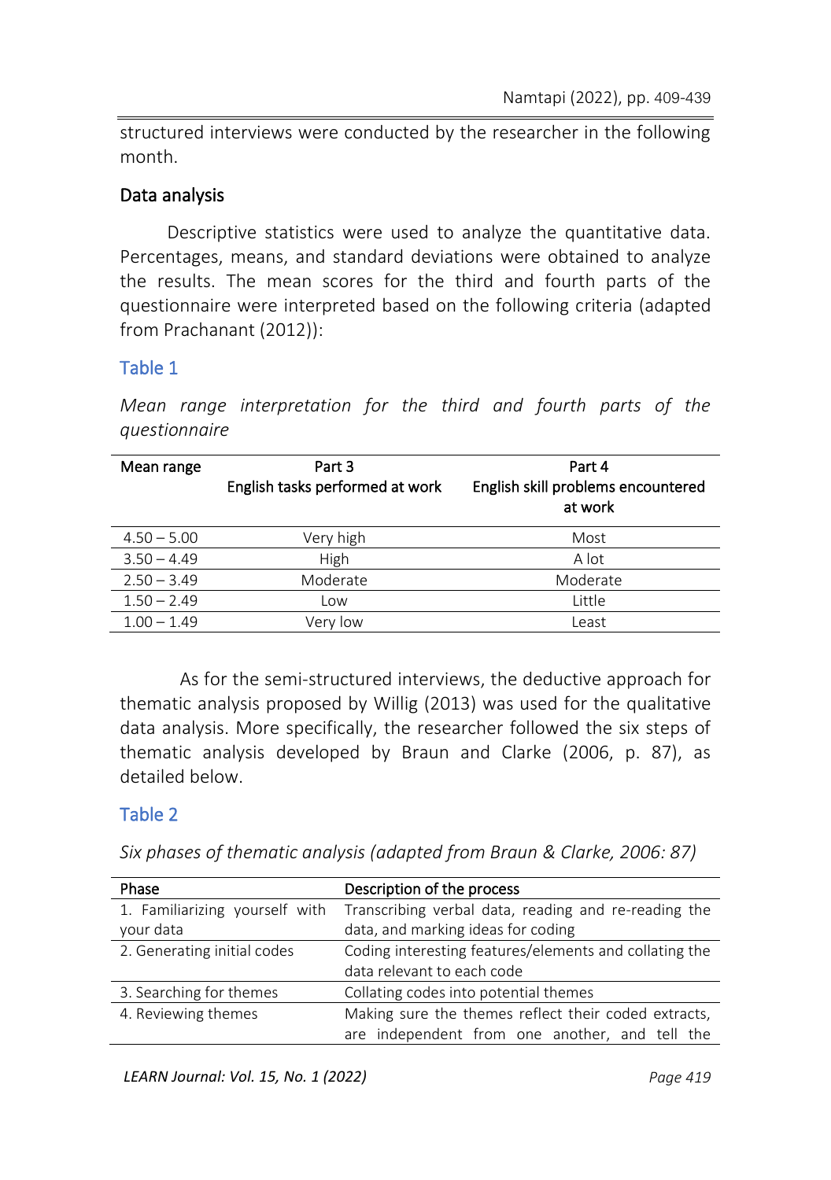structured interviews were conducted by the researcher in the following month.

## Data analysis

Descriptive statistics were used to analyze the quantitative data. Percentages, means, and standard deviations were obtained to analyze the results. The mean scores for the third and fourth parts of the questionnaire were interpreted based on the following criteria (adapted from Prachanant (2012)):

Table 1

*Mean range interpretation for the third and fourth parts of the questionnaire*

| Mean range | Part 3<br>English tasks performed at work | Part 4<br>English skill problems encountered at work |
|---|---|---|
| 4.50 – 5.00 | Very high | Most |
| 3.50 – 4.49 | High | A lot |
| 2.50 – 3.49 | Moderate | Moderate |
| 1.50 – 2.49 | Low | Little |
| 1.00 – 1.49 | Very low | Least |

As for the semi-structured interviews, the deductive approach for thematic analysis proposed by Willig (2013) was used for the qualitative data analysis. More specifically, the researcher followed the six steps of thematic analysis developed by Braun and Clarke (2006, p. 87), as detailed below.

Table 2

*Six phases of thematic analysis (adapted from Braun & Clarke, 2006: 87)*

| Phase | Description of the process |
|---|---|
| 1. Familiarizing yourself with your data | Transcribing verbal data, reading and re-reading the data, and marking ideas for coding |
| 2. Generating initial codes | Coding interesting features/elements and collating the data relevant to each code |
| 3. Searching for themes | Collating codes into potential themes |
| 4. Reviewing themes | Making sure the themes reflect their coded extracts, are independent from one another, and tell the |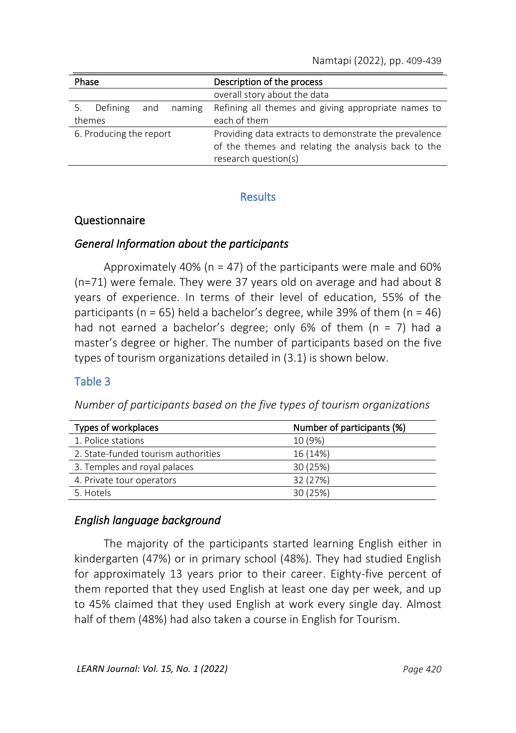| Phase | Description of the process |
|---|---|
| | overall story about the data |
| 5. Defining and naming themes | Refining all themes and giving appropriate names to each of them |
| 6. Producing the report | Providing data extracts to demonstrate the prevalence of the themes and relating the analysis back to the research question(s) |

## Results

### Questionnaire

#### *General Information about the participants*

Approximately 40% (n = 47) of the participants were male and 60% (n=71) were female. They were 37 years old on average and had about 8 years of experience. In terms of their level of education, 55% of the participants (n = 65) held a bachelor's degree, while 39% of them (n = 46) had not earned a bachelor's degree; only 6% of them (n = 7) had a master's degree or higher. The number of participants based on the five types of tourism organizations detailed in (3.1) is shown below.

**Table 3**

*Number of participants based on the five types of tourism organizations*

| Types of workplaces | Number of participants (%) |
|---|---|
| 1. Police stations | 10 (9%) |
| 2. State-funded tourism authorities | 16 (14%) |
| 3. Temples and royal palaces | 30 (25%) |
| 4. Private tour operators | 32 (27%) |
| 5. Hotels | 30 (25%) |

#### *English language background*

The majority of the participants started learning English either in kindergarten (47%) or in primary school (48%). They had studied English for approximately 13 years prior to their career. Eighty-five percent of them reported that they used English at least one day per week, and up to 45% claimed that they used English at work every single day. Almost half of them (48%) had also taken a course in English for Tourism.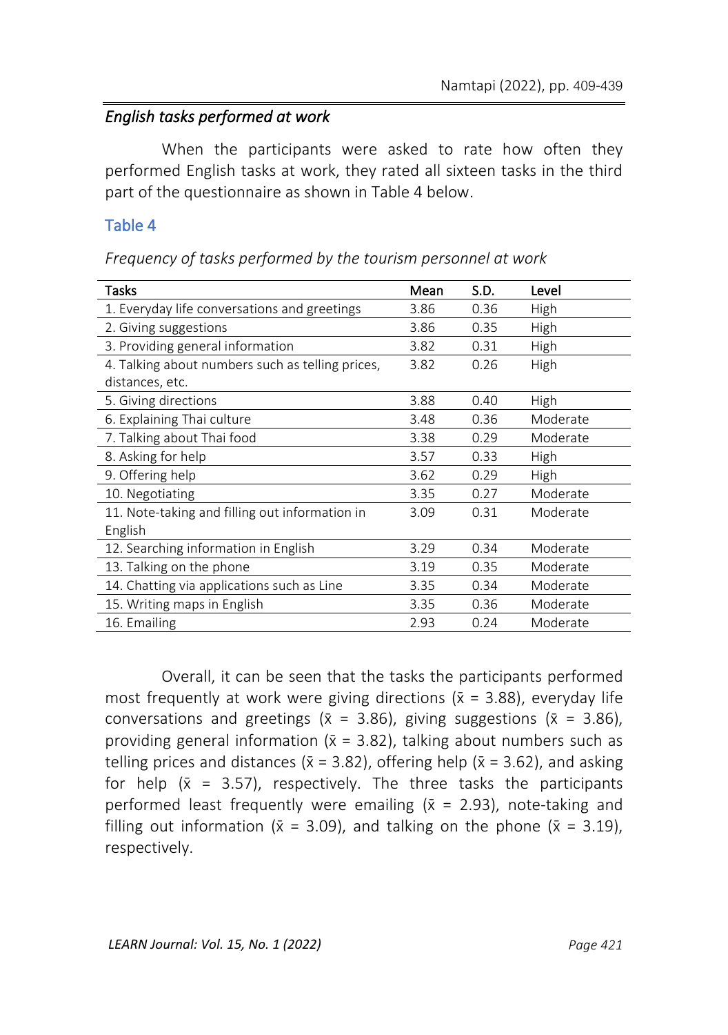### *English tasks performed at work*

When the participants were asked to rate how often they performed English tasks at work, they rated all sixteen tasks in the third part of the questionnaire as shown in Table 4 below.

**Table 4**

*Frequency of tasks performed by the tourism personnel at work*

| Tasks | Mean | S.D. | Level |
|---|---|---|---|
| 1. Everyday life conversations and greetings | 3.86 | 0.36 | High |
| 2. Giving suggestions | 3.86 | 0.35 | High |
| 3. Providing general information | 3.82 | 0.31 | High |
| 4. Talking about numbers such as telling prices, distances, etc. | 3.82 | 0.26 | High |
| 5. Giving directions | 3.88 | 0.40 | High |
| 6. Explaining Thai culture | 3.48 | 0.36 | Moderate |
| 7. Talking about Thai food | 3.38 | 0.29 | Moderate |
| 8. Asking for help | 3.57 | 0.33 | High |
| 9. Offering help | 3.62 | 0.29 | High |
| 10. Negotiating | 3.35 | 0.27 | Moderate |
| 11. Note-taking and filling out information in English | 3.09 | 0.31 | Moderate |
| 12. Searching information in English | 3.29 | 0.34 | Moderate |
| 13. Talking on the phone | 3.19 | 0.35 | Moderate |
| 14. Chatting via applications such as Line | 3.35 | 0.34 | Moderate |
| 15. Writing maps in English | 3.35 | 0.36 | Moderate |
| 16. Emailing | 2.93 | 0.24 | Moderate |

Overall, it can be seen that the tasks the participants performed most frequently at work were giving directions ($\bar{x}$ = 3.88), everyday life conversations and greetings ($\bar{x}$ = 3.86), giving suggestions ($\bar{x}$ = 3.86), providing general information ($\bar{x}$ = 3.82), talking about numbers such as telling prices and distances ($\bar{x}$ = 3.82), offering help ($\bar{x}$ = 3.62), and asking for help ($\bar{x}$ = 3.57), respectively. The three tasks the participants performed least frequently were emailing ($\bar{x}$ = 2.93), note-taking and filling out information ($\bar{x}$ = 3.09), and talking on the phone ($\bar{x}$ = 3.19), respectively.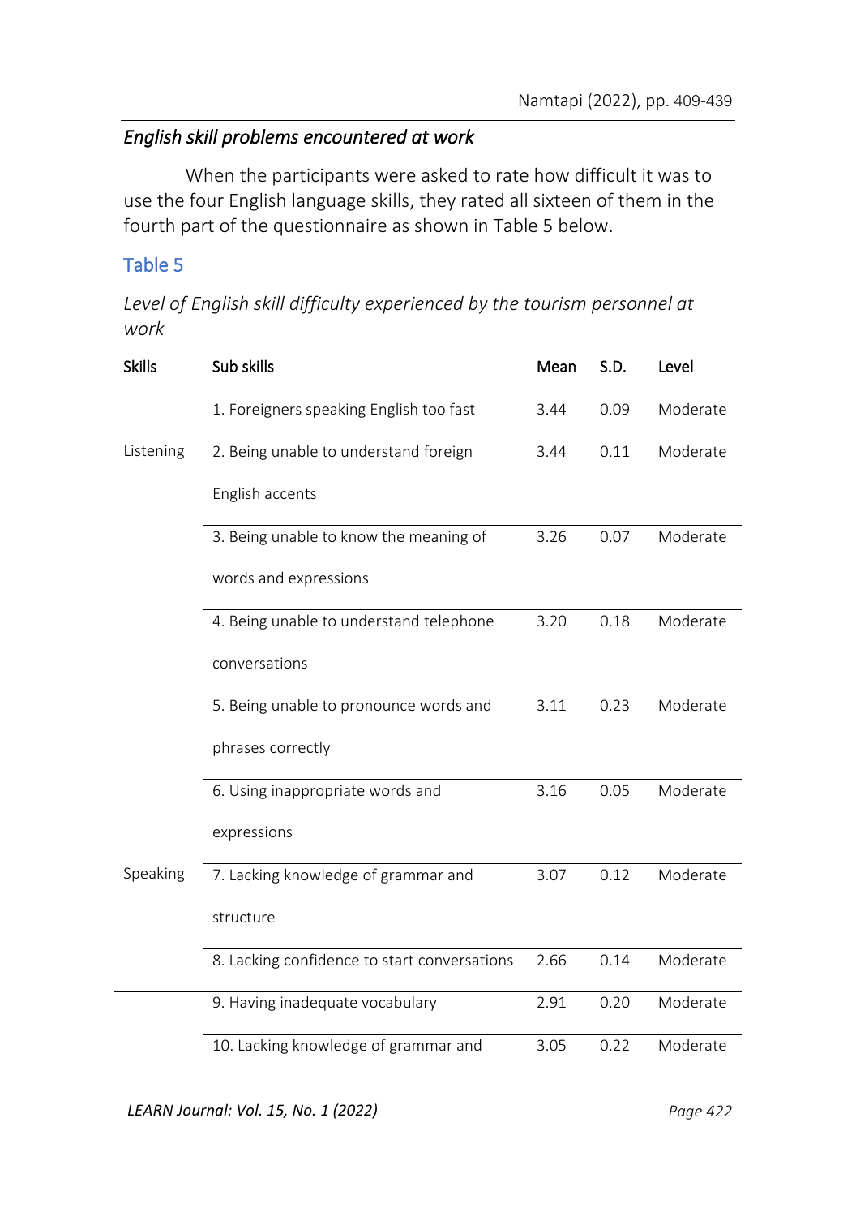### *English skill problems encountered at work*

When the participants were asked to rate how difficult it was to use the four English language skills, they rated all sixteen of them in the fourth part of the questionnaire as shown in Table 5 below.

**Table 5**

*Level of English skill difficulty experienced by the tourism personnel at work*

| Skills | Sub skills | Mean | S.D. | Level |
|---|---|---|---|---|
| Listening | 1. Foreigners speaking English too fast | 3.44 | 0.09 | Moderate |
| | 2. Being unable to understand foreign English accents | 3.44 | 0.11 | Moderate |
| | 3. Being unable to know the meaning of words and expressions | 3.26 | 0.07 | Moderate |
| | 4. Being unable to understand telephone conversations | 3.20 | 0.18 | Moderate |
| Speaking | 5. Being unable to pronounce words and phrases correctly | 3.11 | 0.23 | Moderate |
| | 6. Using inappropriate words and expressions | 3.16 | 0.05 | Moderate |
| | 7. Lacking knowledge of grammar and structure | 3.07 | 0.12 | Moderate |
| | 8. Lacking confidence to start conversations | 2.66 | 0.14 | Moderate |
| | 9. Having inadequate vocabulary | 2.91 | 0.20 | Moderate |
| | 10. Lacking knowledge of grammar and | 3.05 | 0.22 | Moderate |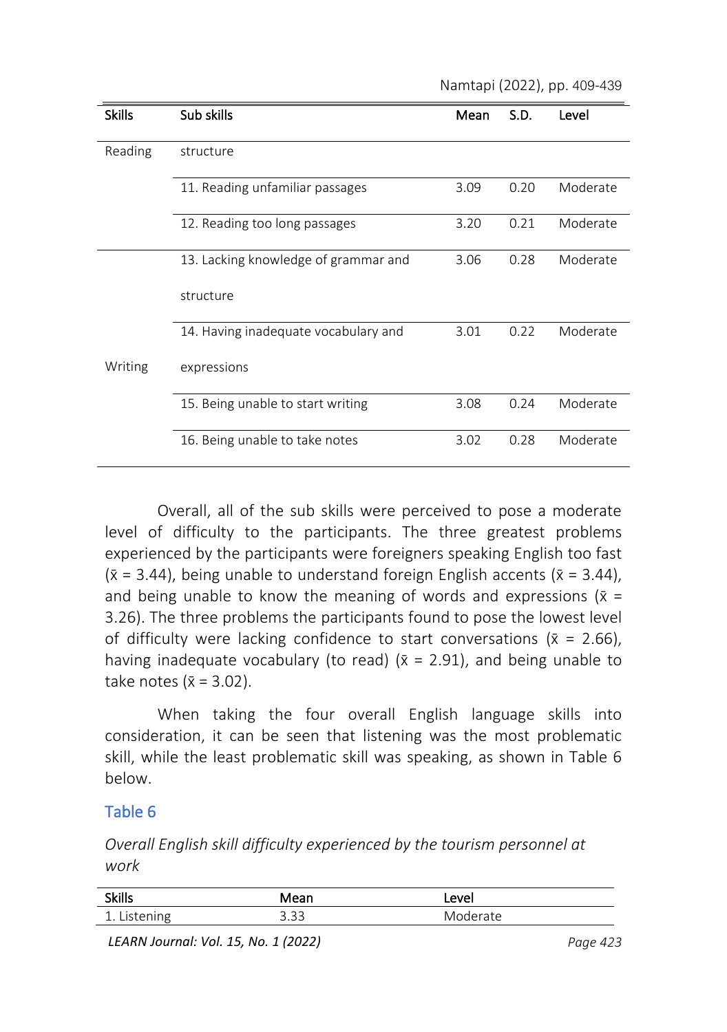| Skills | Sub skills | Mean | S.D. | Level |
|---|---|---|---|---|
| Reading | structure | | | |
| | 11. Reading unfamiliar passages | 3.09 | 0.20 | Moderate |
| | 12. Reading too long passages | 3.20 | 0.21 | Moderate |
| Writing | 13. Lacking knowledge of grammar and structure | 3.06 | 0.28 | Moderate |
| | 14. Having inadequate vocabulary and expressions | 3.01 | 0.22 | Moderate |
| | 15. Being unable to start writing | 3.08 | 0.24 | Moderate |
| | 16. Being unable to take notes | 3.02 | 0.28 | Moderate |

Overall, all of the sub skills were perceived to pose a moderate level of difficulty to the participants. The three greatest problems experienced by the participants were foreigners speaking English too fast ($\bar{x}$ = 3.44), being unable to understand foreign English accents ($\bar{x}$ = 3.44), and being unable to know the meaning of words and expressions ($\bar{x}$ = 3.26). The three problems the participants found to pose the lowest level of difficulty were lacking confidence to start conversations ($\bar{x}$ = 2.66), having inadequate vocabulary (to read) ($\bar{x}$ = 2.91), and being unable to take notes ($\bar{x}$ = 3.02).

When taking the four overall English language skills into consideration, it can be seen that listening was the most problematic skill, while the least problematic skill was speaking, as shown in Table 6 below.

Table 6

*Overall English skill difficulty experienced by the tourism personnel at work*

| Skills | Mean | Level |
|---|---|---|
| 1. Listening | 3.33 | Moderate |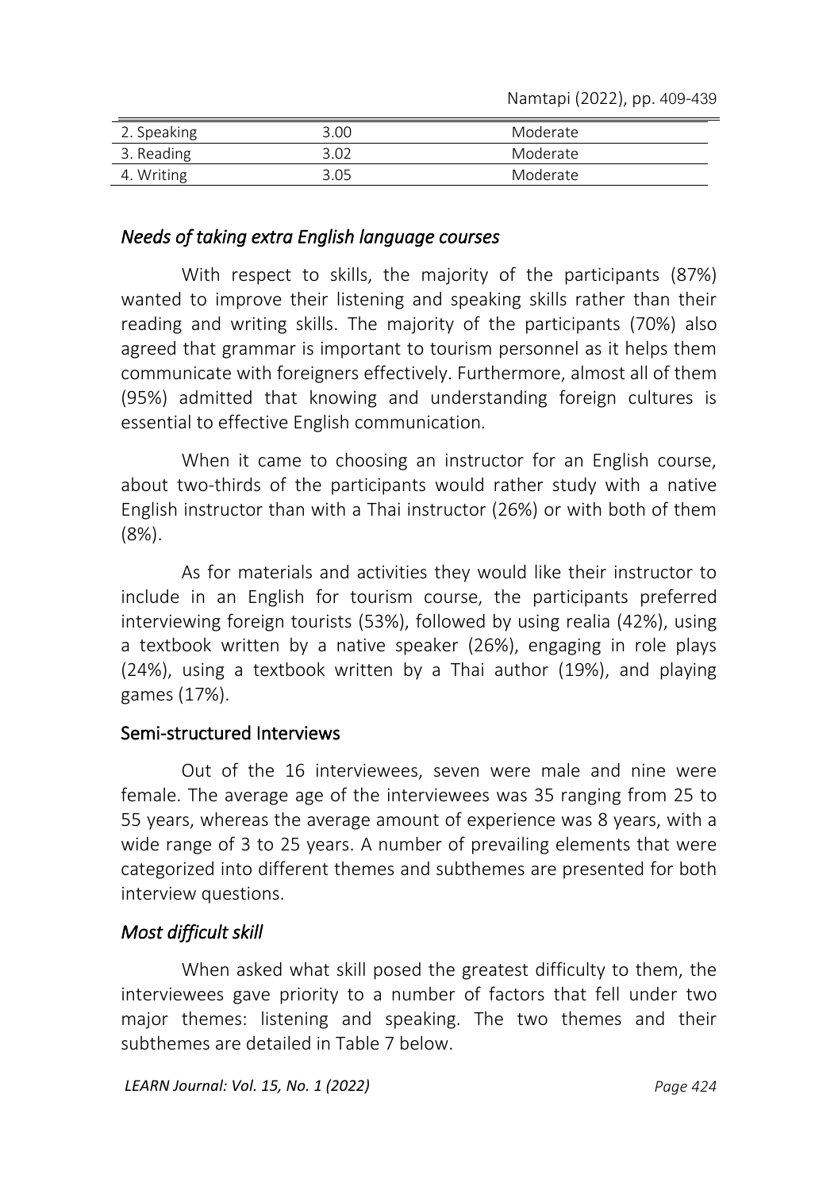| 2. Speaking | 3.00 | Moderate |
|---|---|---|
| 3. Reading | 3.02 | Moderate |
| 4. Writing | 3.05 | Moderate |

### *Needs of taking extra English language courses*

With respect to skills, the majority of the participants (87%) wanted to improve their listening and speaking skills rather than their reading and writing skills. The majority of the participants (70%) also agreed that grammar is important to tourism personnel as it helps them communicate with foreigners effectively. Furthermore, almost all of them (95%) admitted that knowing and understanding foreign cultures is essential to effective English communication.

When it came to choosing an instructor for an English course, about two-thirds of the participants would rather study with a native English instructor than with a Thai instructor (26%) or with both of them (8%).

As for materials and activities they would like their instructor to include in an English for tourism course, the participants preferred interviewing foreign tourists (53%), followed by using realia (42%), using a textbook written by a native speaker (26%), engaging in role plays (24%), using a textbook written by a Thai author (19%), and playing games (17%).

## Semi-structured Interviews

Out of the 16 interviewees, seven were male and nine were female. The average age of the interviewees was 35 ranging from 25 to 55 years, whereas the average amount of experience was 8 years, with a wide range of 3 to 25 years. A number of prevailing elements that were categorized into different themes and subthemes are presented for both interview questions.

### *Most difficult skill*

When asked what skill posed the greatest difficulty to them, the interviewees gave priority to a number of factors that fell under two major themes: listening and speaking. The two themes and their subthemes are detailed in Table 7 below.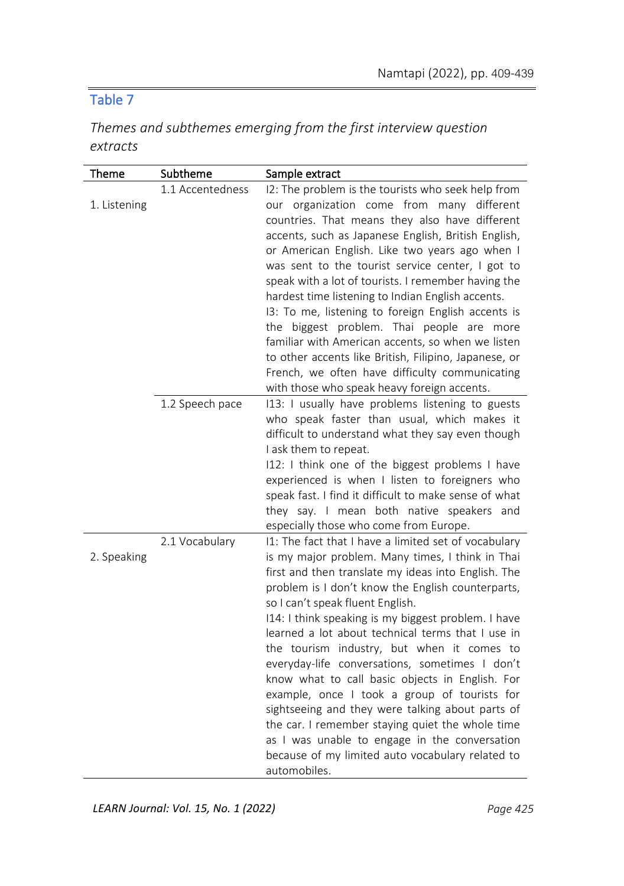Table 7

*Themes and subthemes emerging from the first interview question extracts*

| Theme | Subtheme | Sample extract |
| --- | --- | --- |
| 1. Listening | 1.1 Accentedness | I2: The problem is the tourists who seek help from our organization come from many different countries. That means they also have different accents, such as Japanese English, British English, or American English. Like two years ago when I was sent to the tourist service center, I got to speak with a lot of tourists. I remember having the hardest time listening to Indian English accents. I3: To me, listening to foreign English accents is the biggest problem. Thai people are more familiar with American accents, so when we listen to other accents like British, Filipino, Japanese, or French, we often have difficulty communicating with those who speak heavy foreign accents. |
| | 1.2 Speech pace | I13: I usually have problems listening to guests who speak faster than usual, which makes it difficult to understand what they say even though I ask them to repeat. I12: I think one of the biggest problems I have experienced is when I listen to foreigners who speak fast. I find it difficult to make sense of what they say. I mean both native speakers and especially those who come from Europe. |
| 2. Speaking | 2.1 Vocabulary | I1: The fact that I have a limited set of vocabulary is my major problem. Many times, I think in Thai first and then translate my ideas into English. The problem is I don't know the English counterparts, so I can't speak fluent English. I14: I think speaking is my biggest problem. I have learned a lot about technical terms that I use in the tourism industry, but when it comes to everyday-life conversations, sometimes I don't know what to call basic objects in English. For example, once I took a group of tourists for sightseeing and they were talking about parts of the car. I remember staying quiet the whole time as I was unable to engage in the conversation because of my limited auto vocabulary related to automobiles. |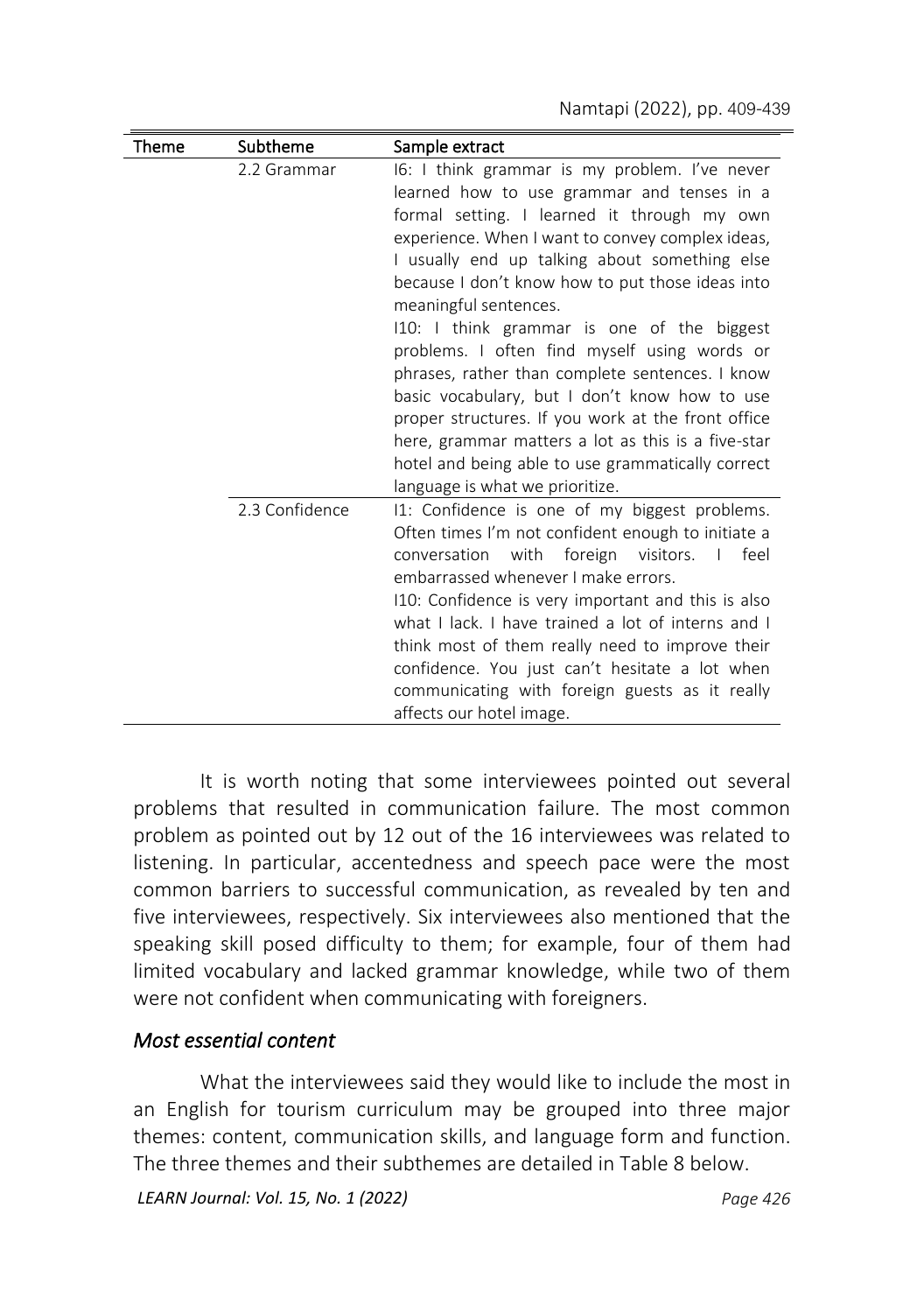| Theme | Subtheme | Sample extract |
|---|---|---|
| | 2.2 Grammar | I6: I think grammar is my problem. I've never learned how to use grammar and tenses in a formal setting. I learned it through my own experience. When I want to convey complex ideas, I usually end up talking about something else because I don't know how to put those ideas into meaningful sentences.<br>I10: I think grammar is one of the biggest problems. I often find myself using words or phrases, rather than complete sentences. I know basic vocabulary, but I don't know how to use proper structures. If you work at the front office here, grammar matters a lot as this is a five-star hotel and being able to use grammatically correct language is what we prioritize. |
| | 2.3 Confidence | I1: Confidence is one of my biggest problems. Often times I'm not confident enough to initiate a conversation with foreign visitors. I feel embarrassed whenever I make errors.<br>I10: Confidence is very important and this is also what I lack. I have trained a lot of interns and I think most of them really need to improve their confidence. You just can't hesitate a lot when communicating with foreign guests as it really affects our hotel image. |

It is worth noting that some interviewees pointed out several problems that resulted in communication failure. The most common problem as pointed out by 12 out of the 16 interviewees was related to listening. In particular, accentedness and speech pace were the most common barriers to successful communication, as revealed by ten and five interviewees, respectively. Six interviewees also mentioned that the speaking skill posed difficulty to them; for example, four of them had limited vocabulary and lacked grammar knowledge, while two of them were not confident when communicating with foreigners.

### *Most essential content*

What the interviewees said they would like to include the most in an English for tourism curriculum may be grouped into three major themes: content, communication skills, and language form and function. The three themes and their subthemes are detailed in Table 8 below.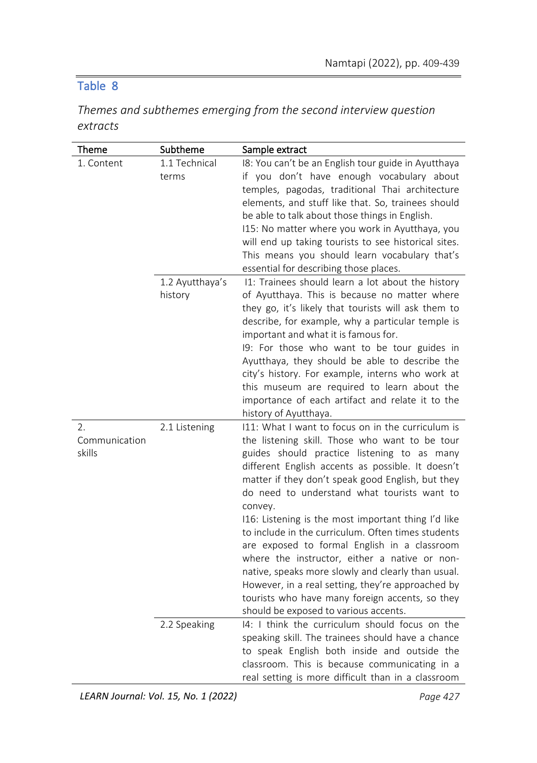Table 8

*Themes and subthemes emerging from the second interview question extracts*

| Theme | Subtheme | Sample extract |
|---|---|---|
| 1. Content | 1.1 Technical terms | I8: You can't be an English tour guide in Ayutthaya if you don't have enough vocabulary about temples, pagodas, traditional Thai architecture elements, and stuff like that. So, trainees should be able to talk about those things in English. I15: No matter where you work in Ayutthaya, you will end up taking tourists to see historical sites. This means you should learn vocabulary that's essential for describing those places. |
| | 1.2 Ayutthaya's history | I1: Trainees should learn a lot about the history of Ayutthaya. This is because no matter where they go, it's likely that tourists will ask them to describe, for example, why a particular temple is important and what it is famous for. I9: For those who want to be tour guides in Ayutthaya, they should be able to describe the city's history. For example, interns who work at this museum are required to learn about the importance of each artifact and relate it to the history of Ayutthaya. |
| 2. Communication skills | 2.1 Listening | I11: What I want to focus on in the curriculum is the listening skill. Those who want to be tour guides should practice listening to as many different English accents as possible. It doesn't matter if they don't speak good English, but they do need to understand what tourists want to convey. I16: Listening is the most important thing I'd like to include in the curriculum. Often times students are exposed to formal English in a classroom where the instructor, either a native or non-native, speaks more slowly and clearly than usual. However, in a real setting, they're approached by tourists who have many foreign accents, so they should be exposed to various accents. |
| | 2.2 Speaking | I4: I think the curriculum should focus on the speaking skill. The trainees should have a chance to speak English both inside and outside the classroom. This is because communicating in a real setting is more difficult than in a classroom |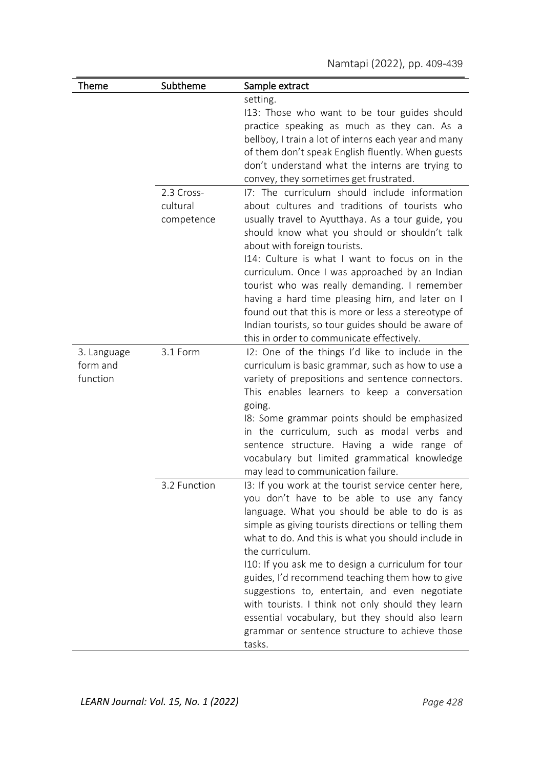| Theme | Subtheme | Sample extract |
|---|---|---|
| | | setting.<br>I13: Those who want to be tour guides should practice speaking as much as they can. As a bellboy, I train a lot of interns each year and many of them don't speak English fluently. When guests don't understand what the interns are trying to convey, they sometimes get frustrated. |
| | 2.3 Cross-cultural competence | I7: The curriculum should include information about cultures and traditions of tourists who usually travel to Ayutthaya. As a tour guide, you should know what you should or shouldn't talk about with foreign tourists.<br>I14: Culture is what I want to focus on in the curriculum. Once I was approached by an Indian tourist who was really demanding. I remember having a hard time pleasing him, and later on I found out that this is more or less a stereotype of Indian tourists, so tour guides should be aware of this in order to communicate effectively. |
| 3. Language form and function | 3.1 Form | I2: One of the things I'd like to include in the curriculum is basic grammar, such as how to use a variety of prepositions and sentence connectors. This enables learners to keep a conversation going.<br>I8: Some grammar points should be emphasized in the curriculum, such as modal verbs and sentence structure. Having a wide range of vocabulary but limited grammatical knowledge may lead to communication failure. |
| | 3.2 Function | I3: If you work at the tourist service center here, you don't have to be able to use any fancy language. What you should be able to do is as simple as giving tourists directions or telling them what to do. And this is what you should include in the curriculum.<br>I10: If you ask me to design a curriculum for tour guides, I'd recommend teaching them how to give suggestions to, entertain, and even negotiate with tourists. I think not only should they learn essential vocabulary, but they should also learn grammar or sentence structure to achieve those tasks. |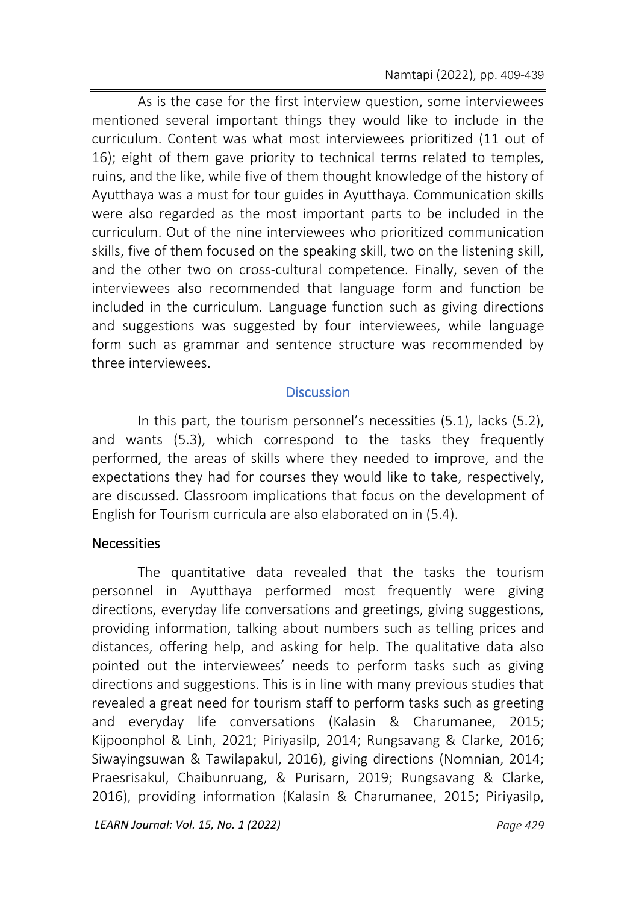As is the case for the first interview question, some interviewees mentioned several important things they would like to include in the curriculum. Content was what most interviewees prioritized (11 out of 16); eight of them gave priority to technical terms related to temples, ruins, and the like, while five of them thought knowledge of the history of Ayutthaya was a must for tour guides in Ayutthaya. Communication skills were also regarded as the most important parts to be included in the curriculum. Out of the nine interviewees who prioritized communication skills, five of them focused on the speaking skill, two on the listening skill, and the other two on cross-cultural competence. Finally, seven of the interviewees also recommended that language form and function be included in the curriculum. Language function such as giving directions and suggestions was suggested by four interviewees, while language form such as grammar and sentence structure was recommended by three interviewees.

## Discussion

In this part, the tourism personnel's necessities (5.1), lacks (5.2), and wants (5.3), which correspond to the tasks they frequently performed, the areas of skills where they needed to improve, and the expectations they had for courses they would like to take, respectively, are discussed. Classroom implications that focus on the development of English for Tourism curricula are also elaborated on in (5.4).

### Necessities

The quantitative data revealed that the tasks the tourism personnel in Ayutthaya performed most frequently were giving directions, everyday life conversations and greetings, giving suggestions, providing information, talking about numbers such as telling prices and distances, offering help, and asking for help. The qualitative data also pointed out the interviewees' needs to perform tasks such as giving directions and suggestions. This is in line with many previous studies that revealed a great need for tourism staff to perform tasks such as greeting and everyday life conversations (Kalasin & Charumanee, 2015; Kijpoonphol & Linh, 2021; Piriyasilp, 2014; Rungsavang & Clarke, 2016; Siwayingsuwan & Tawilapakul, 2016), giving directions (Nomnian, 2014; Praesrisakul, Chaibunruang, & Purisarn, 2019; Rungsavang & Clarke, 2016), providing information (Kalasin & Charumanee, 2015; Piriyasilp,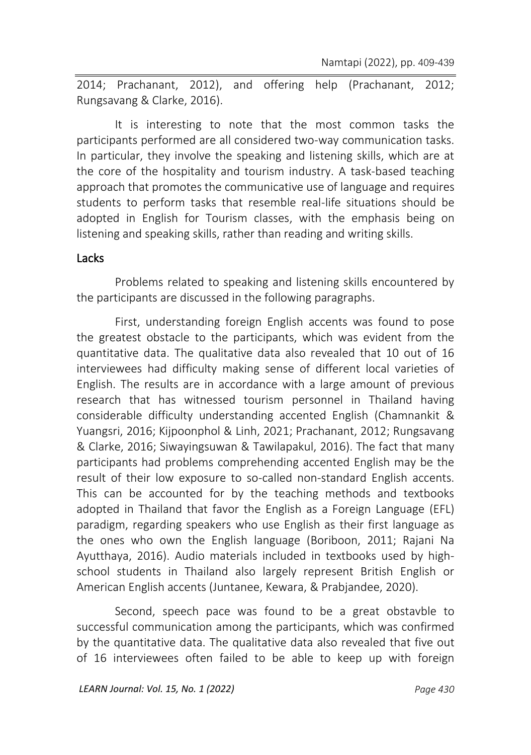2014; Prachanant, 2012), and offering help (Prachanant, 2012; Rungsavang & Clarke, 2016).

It is interesting to note that the most common tasks the participants performed are all considered two-way communication tasks. In particular, they involve the speaking and listening skills, which are at the core of the hospitality and tourism industry. A task-based teaching approach that promotes the communicative use of language and requires students to perform tasks that resemble real-life situations should be adopted in English for Tourism classes, with the emphasis being on listening and speaking skills, rather than reading and writing skills.

## Lacks

Problems related to speaking and listening skills encountered by the participants are discussed in the following paragraphs.

First, understanding foreign English accents was found to pose the greatest obstacle to the participants, which was evident from the quantitative data. The qualitative data also revealed that 10 out of 16 interviewees had difficulty making sense of different local varieties of English. The results are in accordance with a large amount of previous research that has witnessed tourism personnel in Thailand having considerable difficulty understanding accented English (Chamnankit & Yuangsri, 2016; Kijpoonphol & Linh, 2021; Prachanant, 2012; Rungsavang & Clarke, 2016; Siwayingsuwan & Tawilapakul, 2016). The fact that many participants had problems comprehending accented English may be the result of their low exposure to so-called non-standard English accents. This can be accounted for by the teaching methods and textbooks adopted in Thailand that favor the English as a Foreign Language (EFL) paradigm, regarding speakers who use English as their first language as the ones who own the English language (Boriboon, 2011; Rajani Na Ayutthaya, 2016). Audio materials included in textbooks used by high-school students in Thailand also largely represent British English or American English accents (Juntanee, Kewara, & Prabjandee, 2020).

Second, speech pace was found to be a great obstavble to successful communication among the participants, which was confirmed by the quantitative data. The qualitative data also revealed that five out of 16 interviewees often failed to be able to keep up with foreign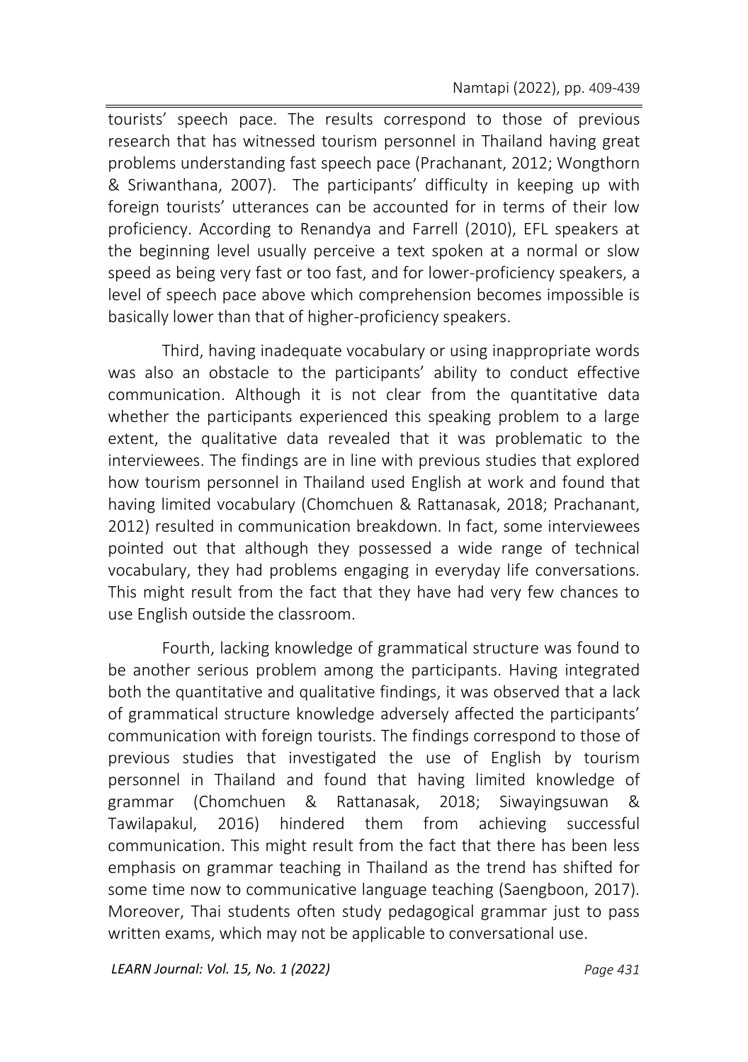tourists' speech pace. The results correspond to those of previous research that has witnessed tourism personnel in Thailand having great problems understanding fast speech pace (Prachanant, 2012; Wongthorn & Sriwanthana, 2007). The participants' difficulty in keeping up with foreign tourists' utterances can be accounted for in terms of their low proficiency. According to Renandya and Farrell (2010), EFL speakers at the beginning level usually perceive a text spoken at a normal or slow speed as being very fast or too fast, and for lower-proficiency speakers, a level of speech pace above which comprehension becomes impossible is basically lower than that of higher-proficiency speakers.

Third, having inadequate vocabulary or using inappropriate words was also an obstacle to the participants' ability to conduct effective communication. Although it is not clear from the quantitative data whether the participants experienced this speaking problem to a large extent, the qualitative data revealed that it was problematic to the interviewees. The findings are in line with previous studies that explored how tourism personnel in Thailand used English at work and found that having limited vocabulary (Chomchuen & Rattanasak, 2018; Prachanant, 2012) resulted in communication breakdown. In fact, some interviewees pointed out that although they possessed a wide range of technical vocabulary, they had problems engaging in everyday life conversations. This might result from the fact that they have had very few chances to use English outside the classroom.

Fourth, lacking knowledge of grammatical structure was found to be another serious problem among the participants. Having integrated both the quantitative and qualitative findings, it was observed that a lack of grammatical structure knowledge adversely affected the participants' communication with foreign tourists. The findings correspond to those of previous studies that investigated the use of English by tourism personnel in Thailand and found that having limited knowledge of grammar (Chomchuen & Rattanasak, 2018; Siwayingsuwan & Tawilapakul, 2016) hindered them from achieving successful communication. This might result from the fact that there has been less emphasis on grammar teaching in Thailand as the trend has shifted for some time now to communicative language teaching (Saengboon, 2017). Moreover, Thai students often study pedagogical grammar just to pass written exams, which may not be applicable to conversational use.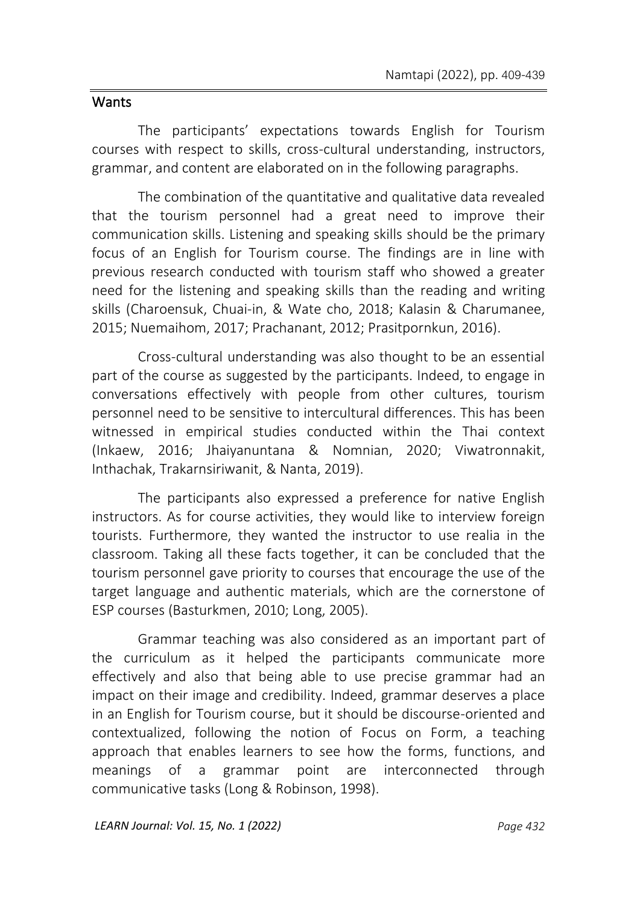## Wants

The participants' expectations towards English for Tourism courses with respect to skills, cross-cultural understanding, instructors, grammar, and content are elaborated on in the following paragraphs.

The combination of the quantitative and qualitative data revealed that the tourism personnel had a great need to improve their communication skills. Listening and speaking skills should be the primary focus of an English for Tourism course. The findings are in line with previous research conducted with tourism staff who showed a greater need for the listening and speaking skills than the reading and writing skills (Charoensuk, Chuai-in, & Wate cho, 2018; Kalasin & Charumanee, 2015; Nuemaihom, 2017; Prachanant, 2012; Prasitpornkun, 2016).

Cross-cultural understanding was also thought to be an essential part of the course as suggested by the participants. Indeed, to engage in conversations effectively with people from other cultures, tourism personnel need to be sensitive to intercultural differences. This has been witnessed in empirical studies conducted within the Thai context (Inkaew, 2016; Jhaiyanuntana & Nomnian, 2020; Viwatronnakit, Inthachak, Trakarnsiriwanit, & Nanta, 2019).

The participants also expressed a preference for native English instructors. As for course activities, they would like to interview foreign tourists. Furthermore, they wanted the instructor to use realia in the classroom. Taking all these facts together, it can be concluded that the tourism personnel gave priority to courses that encourage the use of the target language and authentic materials, which are the cornerstone of ESP courses (Basturkmen, 2010; Long, 2005).

Grammar teaching was also considered as an important part of the curriculum as it helped the participants communicate more effectively and also that being able to use precise grammar had an impact on their image and credibility. Indeed, grammar deserves a place in an English for Tourism course, but it should be discourse-oriented and contextualized, following the notion of Focus on Form, a teaching approach that enables learners to see how the forms, functions, and meanings of a grammar point are interconnected through communicative tasks (Long & Robinson, 1998).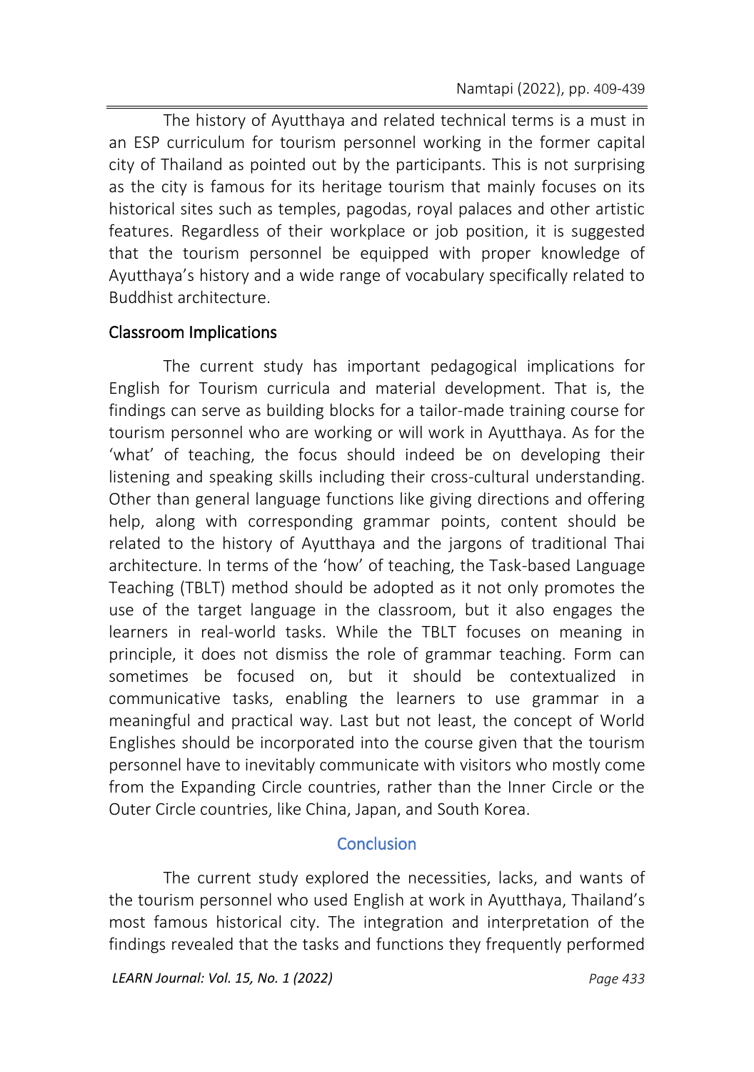The history of Ayutthaya and related technical terms is a must in an ESP curriculum for tourism personnel working in the former capital city of Thailand as pointed out by the participants. This is not surprising as the city is famous for its heritage tourism that mainly focuses on its historical sites such as temples, pagodas, royal palaces and other artistic features. Regardless of their workplace or job position, it is suggested that the tourism personnel be equipped with proper knowledge of Ayutthaya's history and a wide range of vocabulary specifically related to Buddhist architecture.

### Classroom Implications

The current study has important pedagogical implications for English for Tourism curricula and material development. That is, the findings can serve as building blocks for a tailor-made training course for tourism personnel who are working or will work in Ayutthaya. As for the 'what' of teaching, the focus should indeed be on developing their listening and speaking skills including their cross-cultural understanding. Other than general language functions like giving directions and offering help, along with corresponding grammar points, content should be related to the history of Ayutthaya and the jargons of traditional Thai architecture. In terms of the 'how' of teaching, the Task-based Language Teaching (TBLT) method should be adopted as it not only promotes the use of the target language in the classroom, but it also engages the learners in real-world tasks. While the TBLT focuses on meaning in principle, it does not dismiss the role of grammar teaching. Form can sometimes be focused on, but it should be contextualized in communicative tasks, enabling the learners to use grammar in a meaningful and practical way. Last but not least, the concept of World Englishes should be incorporated into the course given that the tourism personnel have to inevitably communicate with visitors who mostly come from the Expanding Circle countries, rather than the Inner Circle or the Outer Circle countries, like China, Japan, and South Korea.

## Conclusion

The current study explored the necessities, lacks, and wants of the tourism personnel who used English at work in Ayutthaya, Thailand's most famous historical city. The integration and interpretation of the findings revealed that the tasks and functions they frequently performed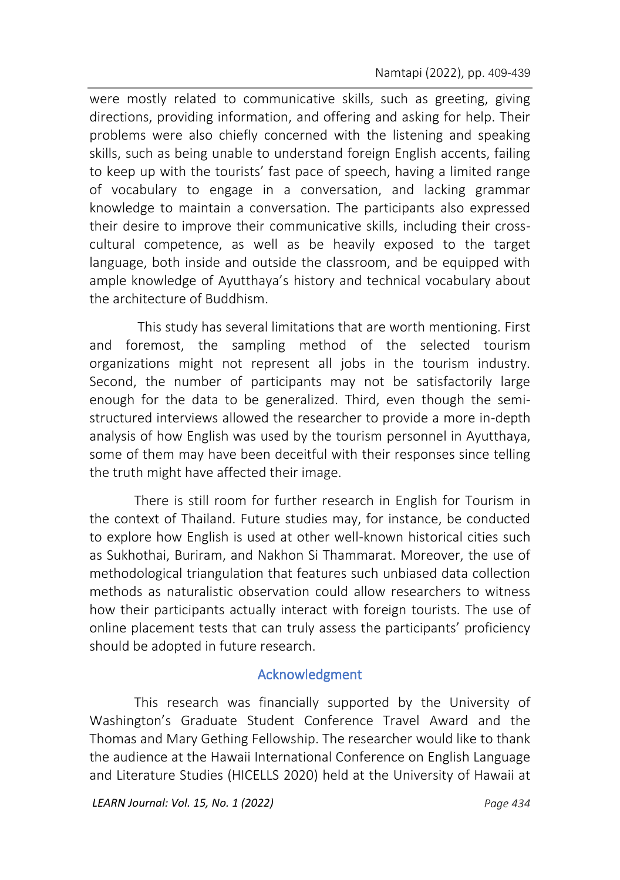were mostly related to communicative skills, such as greeting, giving directions, providing information, and offering and asking for help. Their problems were also chiefly concerned with the listening and speaking skills, such as being unable to understand foreign English accents, failing to keep up with the tourists' fast pace of speech, having a limited range of vocabulary to engage in a conversation, and lacking grammar knowledge to maintain a conversation. The participants also expressed their desire to improve their communicative skills, including their cross-cultural competence, as well as be heavily exposed to the target language, both inside and outside the classroom, and be equipped with ample knowledge of Ayutthaya's history and technical vocabulary about the architecture of Buddhism.

This study has several limitations that are worth mentioning. First and foremost, the sampling method of the selected tourism organizations might not represent all jobs in the tourism industry. Second, the number of participants may not be satisfactorily large enough for the data to be generalized. Third, even though the semi-structured interviews allowed the researcher to provide a more in-depth analysis of how English was used by the tourism personnel in Ayutthaya, some of them may have been deceitful with their responses since telling the truth might have affected their image.

There is still room for further research in English for Tourism in the context of Thailand. Future studies may, for instance, be conducted to explore how English is used at other well-known historical cities such as Sukhothai, Buriram, and Nakhon Si Thammarat. Moreover, the use of methodological triangulation that features such unbiased data collection methods as naturalistic observation could allow researchers to witness how their participants actually interact with foreign tourists. The use of online placement tests that can truly assess the participants' proficiency should be adopted in future research.

## Acknowledgment

This research was financially supported by the University of Washington's Graduate Student Conference Travel Award and the Thomas and Mary Gething Fellowship. The researcher would like to thank the audience at the Hawaii International Conference on English Language and Literature Studies (HICELLS 2020) held at the University of Hawaii at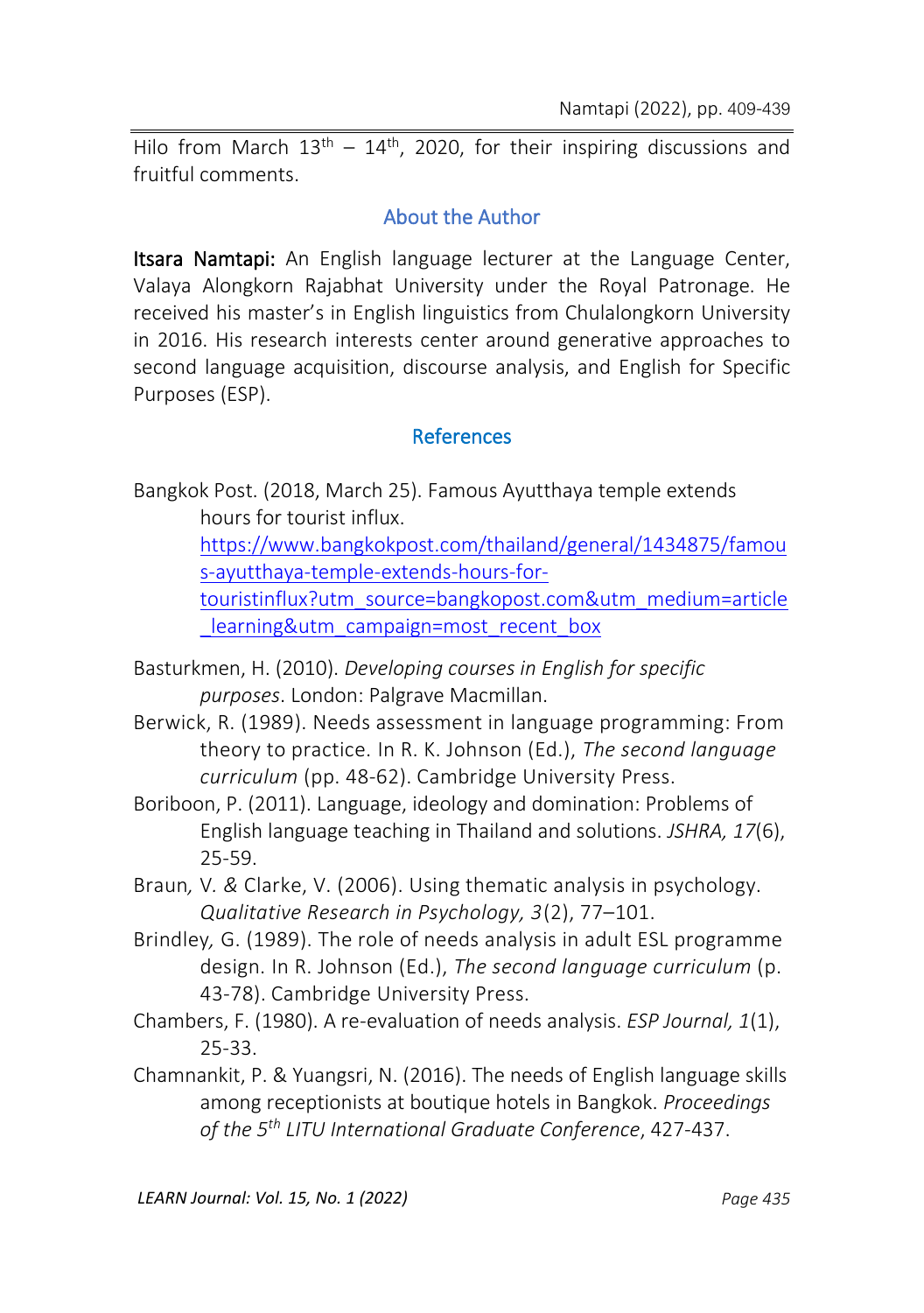Hilo from March 13th – 14th, 2020, for their inspiring discussions and fruitful comments.

## About the Author

**Itsara Namtapi:** An English language lecturer at the Language Center, Valaya Alongkorn Rajabhat University under the Royal Patronage. He received his master's in English linguistics from Chulalongkorn University in 2016. His research interests center around generative approaches to second language acquisition, discourse analysis, and English for Specific Purposes (ESP).

## References

Bangkok Post. (2018, March 25). Famous Ayutthaya temple extends hours for tourist influx. https://www.bangkokpost.com/thailand/general/1434875/famous-ayutthaya-temple-extends-hours-for-touristinflux?utm_source=bangkopost.com&utm_medium=article_learning&utm_campaign=most_recent_box

Basturkmen, H. (2010). *Developing courses in English for specific purposes*. London: Palgrave Macmillan.

Berwick, R. (1989). Needs assessment in language programming: From theory to practice. In R. K. Johnson (Ed.), *The second language curriculum* (pp. 48-62). Cambridge University Press.

Boriboon, P. (2011). Language, ideology and domination: Problems of English language teaching in Thailand and solutions. *JSHRA, 17*(6), 25-59.

Braun, V. & Clarke, V. (2006). Using thematic analysis in psychology. *Qualitative Research in Psychology, 3*(2), 77–101.

Brindley, G. (1989). The role of needs analysis in adult ESL programme design. In R. Johnson (Ed.), *The second language curriculum* (p. 43-78). Cambridge University Press.

Chambers, F. (1980). A re-evaluation of needs analysis. *ESP Journal, 1*(1), 25-33.

Chamnankit, P. & Yuangsri, N. (2016). The needs of English language skills among receptionists at boutique hotels in Bangkok. *Proceedings of the 5th LITU International Graduate Conference*, 427-437.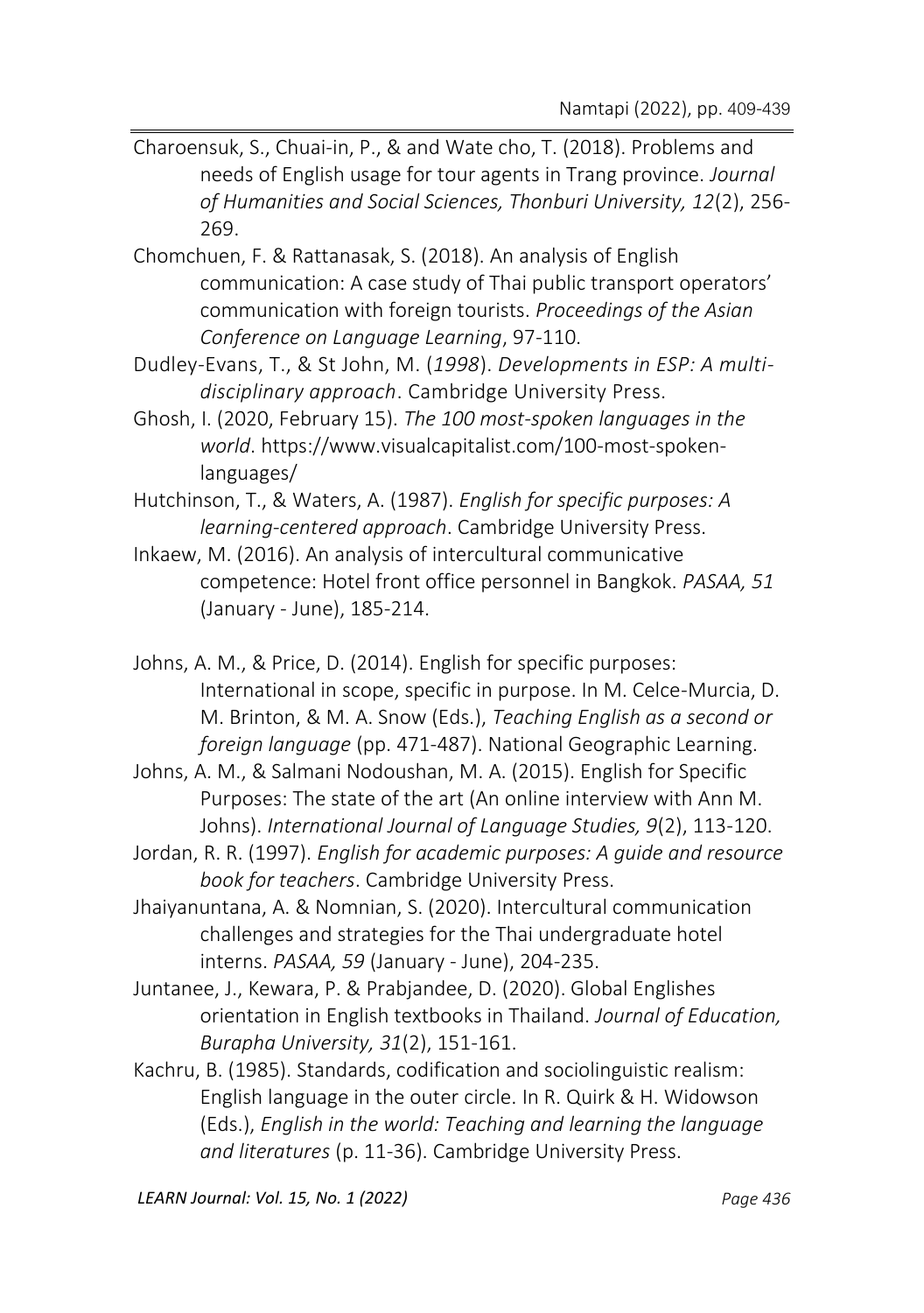Charoensuk, S., Chuai-in, P., & and Wate cho, T. (2018). Problems and needs of English usage for tour agents in Trang province. *Journal of Humanities and Social Sciences, Thonburi University, 12*(2), 256-269.

Chomchuen, F. & Rattanasak, S. (2018). An analysis of English communication: A case study of Thai public transport operators' communication with foreign tourists. *Proceedings of the Asian Conference on Language Learning*, 97-110.

Dudley-Evans, T., & St John, M. (*1998*). *Developments in ESP: A multi-disciplinary approach*. Cambridge University Press.

Ghosh, I. (2020, February 15). *The 100 most-spoken languages in the world*. https://www.visualcapitalist.com/100-most-spoken-languages/

Hutchinson, T., & Waters, A. (1987). *English for specific purposes: A learning-centered approach*. Cambridge University Press.

Inkaew, M. (2016). An analysis of intercultural communicative competence: Hotel front office personnel in Bangkok. *PASAA, 51* (January - June), 185-214.

Johns, A. M., & Price, D. (2014). English for specific purposes: International in scope, specific in purpose. In M. Celce-Murcia, D. M. Brinton, & M. A. Snow (Eds.), *Teaching English as a second or foreign language* (pp. 471-487). National Geographic Learning.

Johns, A. M., & Salmani Nodoushan, M. A. (2015). English for Specific Purposes: The state of the art (An online interview with Ann M. Johns). *International Journal of Language Studies, 9*(2), 113-120.

Jordan, R. R. (1997). *English for academic purposes: A guide and resource book for teachers*. Cambridge University Press.

Jhaiyanuntana, A. & Nomnian, S. (2020). Intercultural communication challenges and strategies for the Thai undergraduate hotel interns. *PASAA, 59* (January - June), 204-235.

Juntanee, J., Kewara, P. & Prabjandee, D. (2020). Global Englishes orientation in English textbooks in Thailand. *Journal of Education, Burapha University, 31*(2), 151-161.

Kachru, B. (1985). Standards, codification and sociolinguistic realism: English language in the outer circle. In R. Quirk & H. Widowson (Eds.), *English in the world: Teaching and learning the language and literatures* (p. 11-36). Cambridge University Press.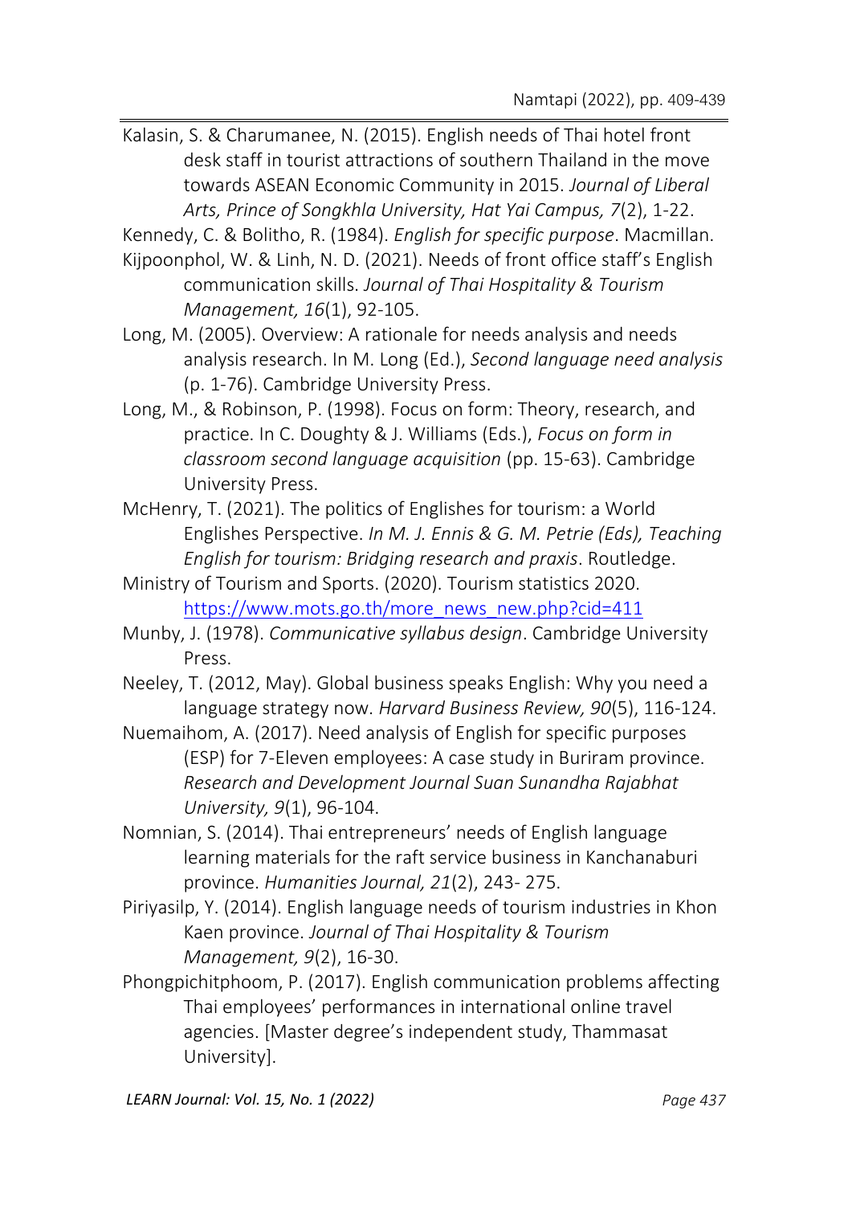Kalasin, S. & Charumanee, N. (2015). English needs of Thai hotel front desk staff in tourist attractions of southern Thailand in the move towards ASEAN Economic Community in 2015. *Journal of Liberal Arts, Prince of Songkhla University, Hat Yai Campus, 7*(2), 1-22.

Kennedy, C. & Bolitho, R. (1984). *English for specific purpose*. Macmillan.

Kijpoonphol, W. & Linh, N. D. (2021). Needs of front office staff's English communication skills. *Journal of Thai Hospitality & Tourism Management, 16*(1), 92-105.

Long, M. (2005). Overview: A rationale for needs analysis and needs analysis research. In M. Long (Ed.), *Second language need analysis* (p. 1-76). Cambridge University Press.

Long, M., & Robinson, P. (1998). Focus on form: Theory, research, and practice. In C. Doughty & J. Williams (Eds.), *Focus on form in classroom second language acquisition* (pp. 15-63). Cambridge University Press.

McHenry, T. (2021). The politics of Englishes for tourism: a World Englishes Perspective. *In M. J. Ennis & G. M. Petrie (Eds), Teaching English for tourism: Bridging research and praxis*. Routledge.

Ministry of Tourism and Sports. (2020). Tourism statistics 2020. https://www.mots.go.th/more_news_new.php?cid=411

Munby, J. (1978). *Communicative syllabus design*. Cambridge University Press.

Neeley, T. (2012, May). Global business speaks English: Why you need a language strategy now. *Harvard Business Review, 90*(5), 116-124.

Nuemaihom, A. (2017). Need analysis of English for specific purposes (ESP) for 7-Eleven employees: A case study in Buriram province. *Research and Development Journal Suan Sunandha Rajabhat University, 9*(1), 96-104.

Nomnian, S. (2014). Thai entrepreneurs' needs of English language learning materials for the raft service business in Kanchanaburi province. *Humanities Journal, 21*(2), 243- 275.

Piriyasilp, Y. (2014). English language needs of tourism industries in Khon Kaen province. *Journal of Thai Hospitality & Tourism Management, 9*(2), 16-30.

Phongpichitphoom, P. (2017). English communication problems affecting Thai employees' performances in international online travel agencies. [Master degree's independent study, Thammasat University].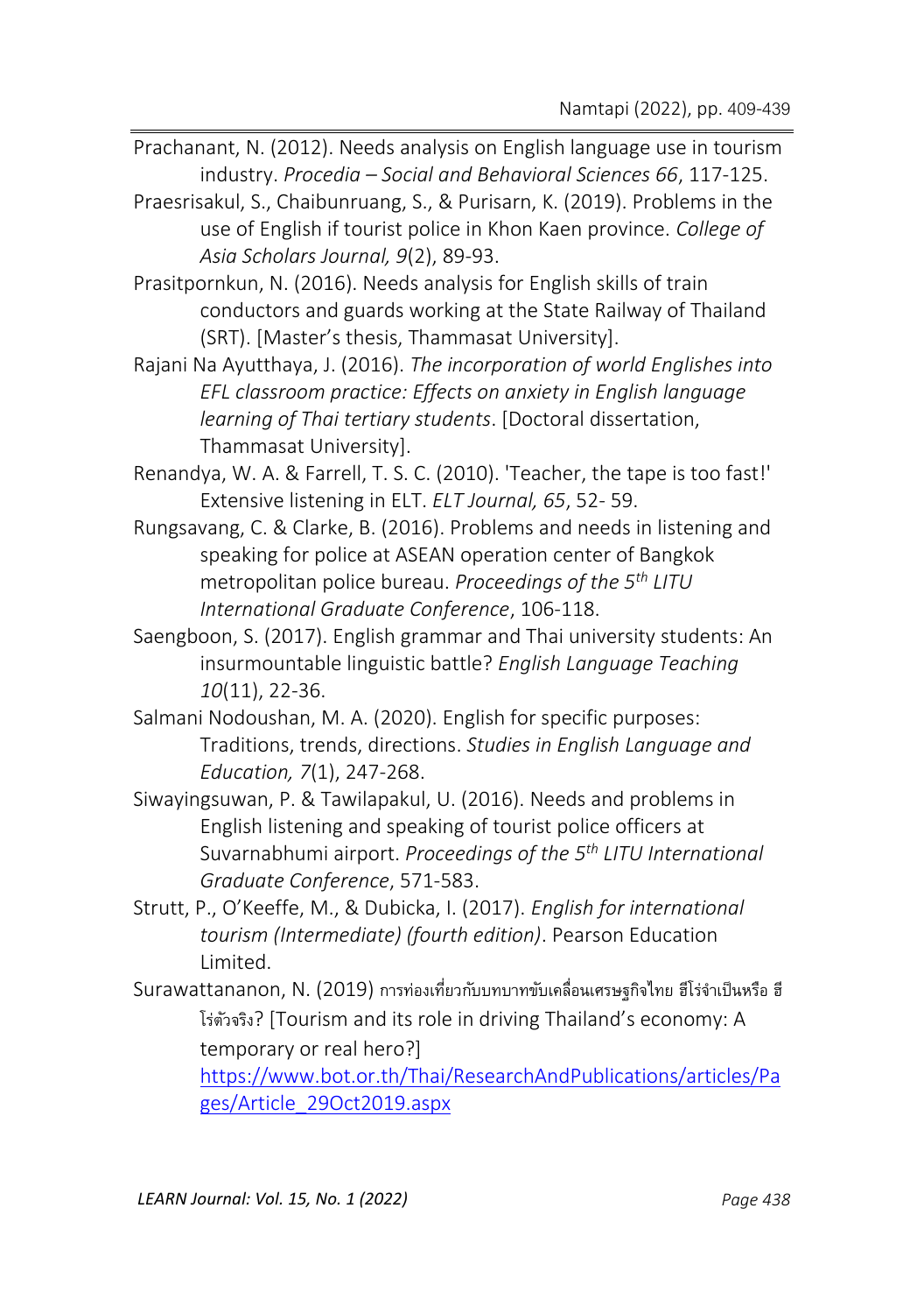Prachanant, N. (2012). Needs analysis on English language use in tourism industry. *Procedia – Social and Behavioral Sciences 66*, 117-125.

Praesrisakul, S., Chaibunruang, S., & Purisarn, K. (2019). Problems in the use of English if tourist police in Khon Kaen province. *College of Asia Scholars Journal, 9*(2), 89-93.

Prasitpornkun, N. (2016). Needs analysis for English skills of train conductors and guards working at the State Railway of Thailand (SRT). [Master's thesis, Thammasat University].

Rajani Na Ayutthaya, J. (2016). *The incorporation of world Englishes into EFL classroom practice: Effects on anxiety in English language learning of Thai tertiary students*. [Doctoral dissertation, Thammasat University].

Renandya, W. A. & Farrell, T. S. C. (2010). 'Teacher, the tape is too fast!' Extensive listening in ELT. *ELT Journal, 65*, 52- 59.

Rungsavang, C. & Clarke, B. (2016). Problems and needs in listening and speaking for police at ASEAN operation center of Bangkok metropolitan police bureau. *Proceedings of the 5th LITU International Graduate Conference*, 106-118.

Saengboon, S. (2017). English grammar and Thai university students: An insurmountable linguistic battle? *English Language Teaching 10*(11), 22-36.

Salmani Nodoushan, M. A. (2020). English for specific purposes: Traditions, trends, directions. *Studies in English Language and Education, 7*(1), 247-268.

Siwayingsuwan, P. & Tawilapakul, U. (2016). Needs and problems in English listening and speaking of tourist police officers at Suvarnabhumi airport. *Proceedings of the 5th LITU International Graduate Conference*, 571-583.

Strutt, P., O'Keeffe, M., & Dubicka, I. (2017). *English for international tourism (Intermediate) (fourth edition)*. Pearson Education Limited.

Surawattananon, N. (2019) การท่องเที่ยวกับบทบาทขับเคลื่อนเศรษฐกิจไทย ฮีโร่จำเป็นหรือ ฮีโร่ตัวจริง? [Tourism and its role in driving Thailand's economy: A temporary or real hero?] https://www.bot.or.th/Thai/ResearchAndPublications/articles/Pages/Article_29Oct2019.aspx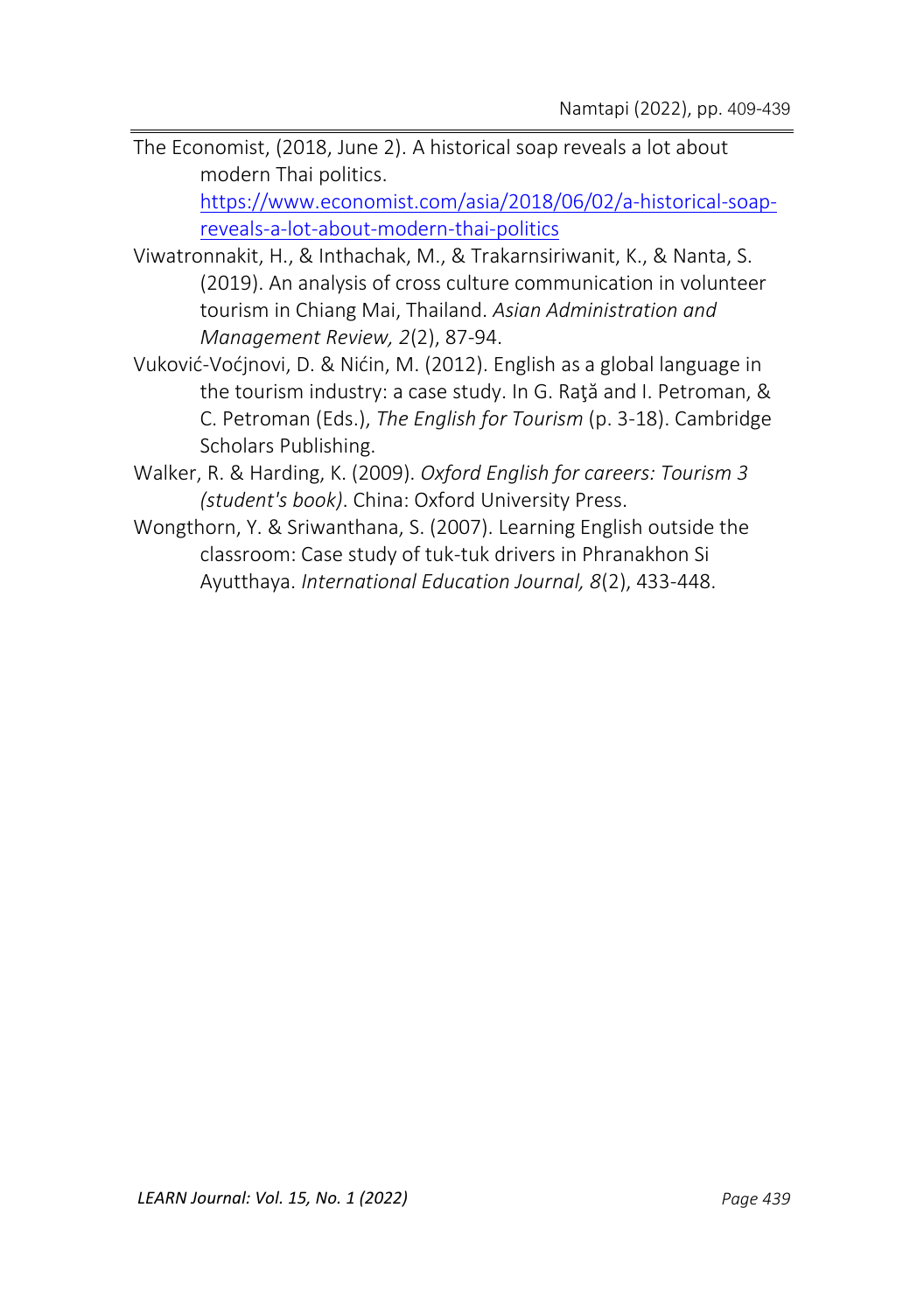The Economist, (2018, June 2). A historical soap reveals a lot about modern Thai politics. [https://www.economist.com/asia/2018/06/02/a-historical-soap-reveals-a-lot-about-modern-thai-politics](https://www.economist.com/asia/2018/06/02/a-historical-soap-reveals-a-lot-about-modern-thai-politics)

Viwatronnakit, H., & Inthachak, M., & Trakarnsiriwanit, K., & Nanta, S. (2019). An analysis of cross culture communication in volunteer tourism in Chiang Mai, Thailand. *Asian Administration and Management Review, 2*(2), 87-94.

Vuković-Voćjnovi, D. & Nićin, M. (2012). English as a global language in the tourism industry: a case study. In G. Raţă and I. Petroman, & C. Petroman (Eds.), *The English for Tourism* (p. 3-18). Cambridge Scholars Publishing.

Walker, R. & Harding, K. (2009). *Oxford English for careers: Tourism 3 (student's book)*. China: Oxford University Press.

Wongthorn, Y. & Sriwanthana, S. (2007). Learning English outside the classroom: Case study of tuk-tuk drivers in Phranakhon Si Ayutthaya. *International Education Journal, 8*(2), 433-448.